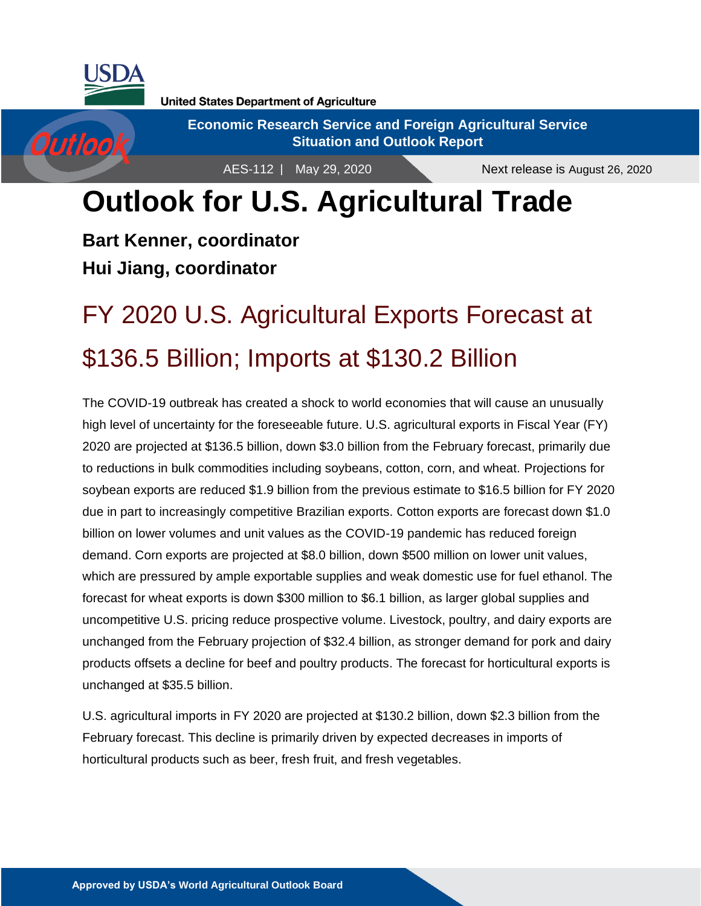United States Department of Agriculture

**Economic Research Service and Foreign Agricultural Service**
**Situation and Outlook Report**

AES-112 | May 29, 2020

Next release is August 26, 2020

# Outlook for U.S. Agricultural Trade

**Bart Kenner, coordinator**
**Hui Jiang, coordinator**

## FY 2020 U.S. Agricultural Exports Forecast at $136.5 Billion; Imports at $130.2 Billion

The COVID-19 outbreak has created a shock to world economies that will cause an unusually high level of uncertainty for the foreseeable future. U.S. agricultural exports in Fiscal Year (FY) 2020 are projected at $136.5 billion, down $3.0 billion from the February forecast, primarily due to reductions in bulk commodities including soybeans, cotton, corn, and wheat. Projections for soybean exports are reduced $1.9 billion from the previous estimate to $16.5 billion for FY 2020 due in part to increasingly competitive Brazilian exports. Cotton exports are forecast down $1.0 billion on lower volumes and unit values as the COVID-19 pandemic has reduced foreign demand. Corn exports are projected at $8.0 billion, down $500 million on lower unit values, which are pressured by ample exportable supplies and weak domestic use for fuel ethanol. The forecast for wheat exports is down $300 million to $6.1 billion, as larger global supplies and uncompetitive U.S. pricing reduce prospective volume. Livestock, poultry, and dairy exports are unchanged from the February projection of $32.4 billion, as stronger demand for pork and dairy products offsets a decline for beef and poultry products. The forecast for horticultural exports is unchanged at $35.5 billion.

U.S. agricultural imports in FY 2020 are projected at $130.2 billion, down $2.3 billion from the February forecast. This decline is primarily driven by expected decreases in imports of horticultural products such as beer, fresh fruit, and fresh vegetables.

**Approved by USDA's World Agricultural Outlook Board**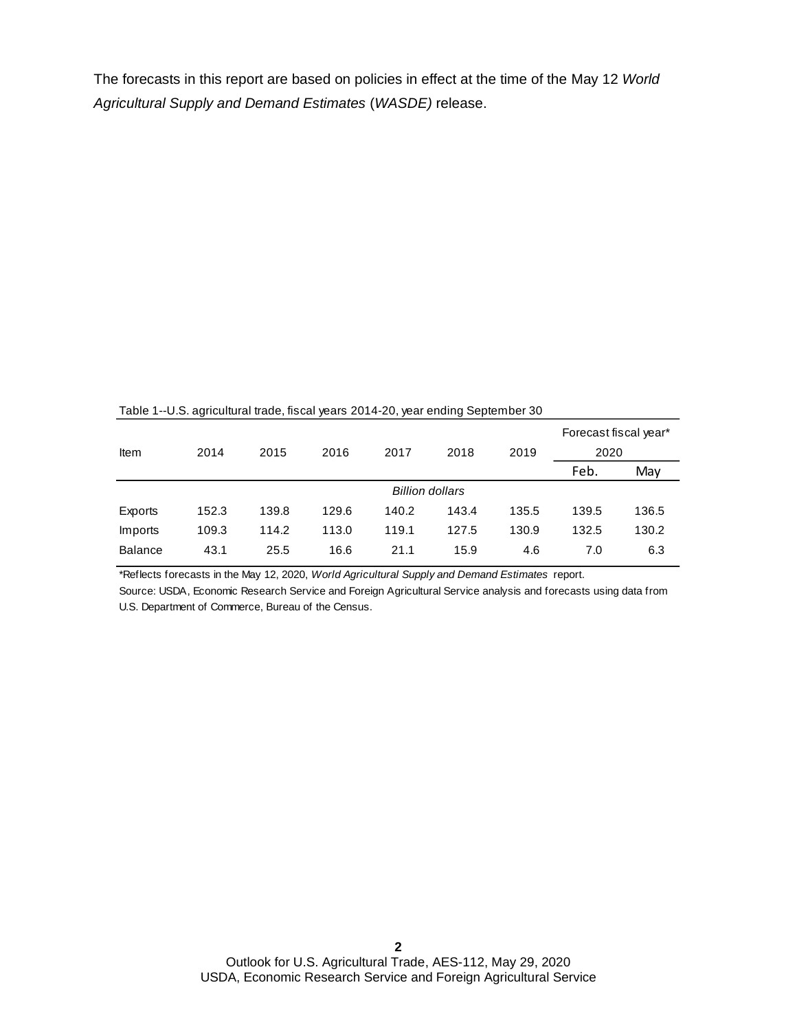The forecasts in this report are based on policies in effect at the time of the May 12 *World Agricultural Supply and Demand Estimates* (*WASDE)* release.

Table 1--U.S. agricultural trade, fiscal years 2014-20, year ending September 30

| Item | 2014 | 2015 | 2016 | 2017 | 2018 | 2019 | Forecast fiscal year* 2020 | |
|---|---|---|---|---|---|---|---|---|
| | | | | | | | Feb. | May |
| | | | | *Billion dollars* | | | | |
| Exports | 152.3 | 139.8 | 129.6 | 140.2 | 143.4 | 135.5 | 139.5 | 136.5 |
| Imports | 109.3 | 114.2 | 113.0 | 119.1 | 127.5 | 130.9 | 132.5 | 130.2 |
| Balance | 43.1 | 25.5 | 16.6 | 21.1 | 15.9 | 4.6 | 7.0 | 6.3 |

*Reflects forecasts in the May 12, 2020, *World Agricultural Supply and Demand Estimates* report.

Source: USDA, Economic Research Service and Foreign Agricultural Service analysis and forecasts using data from U.S. Department of Commerce, Bureau of the Census.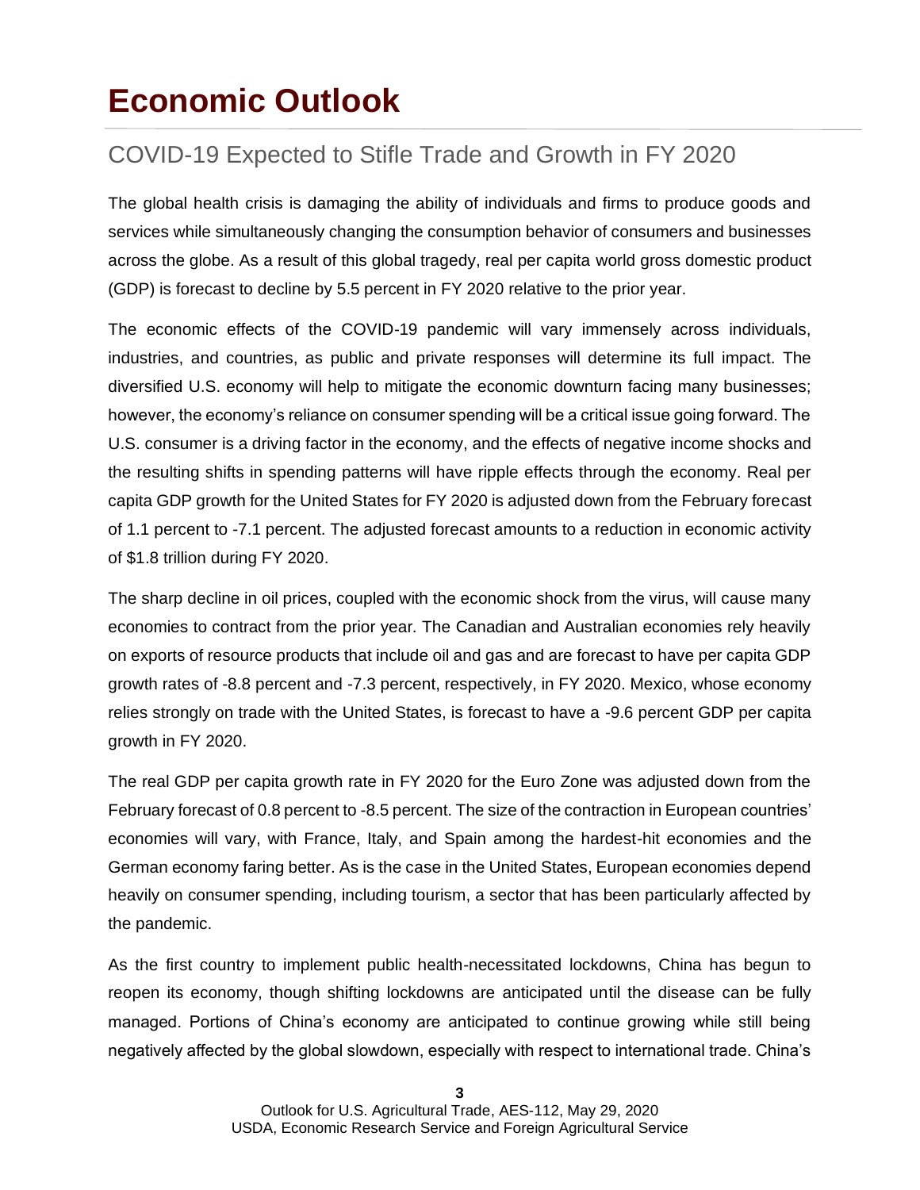# Economic Outlook

## COVID-19 Expected to Stifle Trade and Growth in FY 2020

The global health crisis is damaging the ability of individuals and firms to produce goods and services while simultaneously changing the consumption behavior of consumers and businesses across the globe. As a result of this global tragedy, real per capita world gross domestic product (GDP) is forecast to decline by 5.5 percent in FY 2020 relative to the prior year.

The economic effects of the COVID-19 pandemic will vary immensely across individuals, industries, and countries, as public and private responses will determine its full impact. The diversified U.S. economy will help to mitigate the economic downturn facing many businesses; however, the economy's reliance on consumer spending will be a critical issue going forward. The U.S. consumer is a driving factor in the economy, and the effects of negative income shocks and the resulting shifts in spending patterns will have ripple effects through the economy. Real per capita GDP growth for the United States for FY 2020 is adjusted down from the February forecast of 1.1 percent to -7.1 percent. The adjusted forecast amounts to a reduction in economic activity of $1.8 trillion during FY 2020.

The sharp decline in oil prices, coupled with the economic shock from the virus, will cause many economies to contract from the prior year. The Canadian and Australian economies rely heavily on exports of resource products that include oil and gas and are forecast to have per capita GDP growth rates of -8.8 percent and -7.3 percent, respectively, in FY 2020. Mexico, whose economy relies strongly on trade with the United States, is forecast to have a -9.6 percent GDP per capita growth in FY 2020.

The real GDP per capita growth rate in FY 2020 for the Euro Zone was adjusted down from the February forecast of 0.8 percent to -8.5 percent. The size of the contraction in European countries' economies will vary, with France, Italy, and Spain among the hardest-hit economies and the German economy faring better. As is the case in the United States, European economies depend heavily on consumer spending, including tourism, a sector that has been particularly affected by the pandemic.

As the first country to implement public health-necessitated lockdowns, China has begun to reopen its economy, though shifting lockdowns are anticipated until the disease can be fully managed. Portions of China's economy are anticipated to continue growing while still being negatively affected by the global slowdown, especially with respect to international trade. China's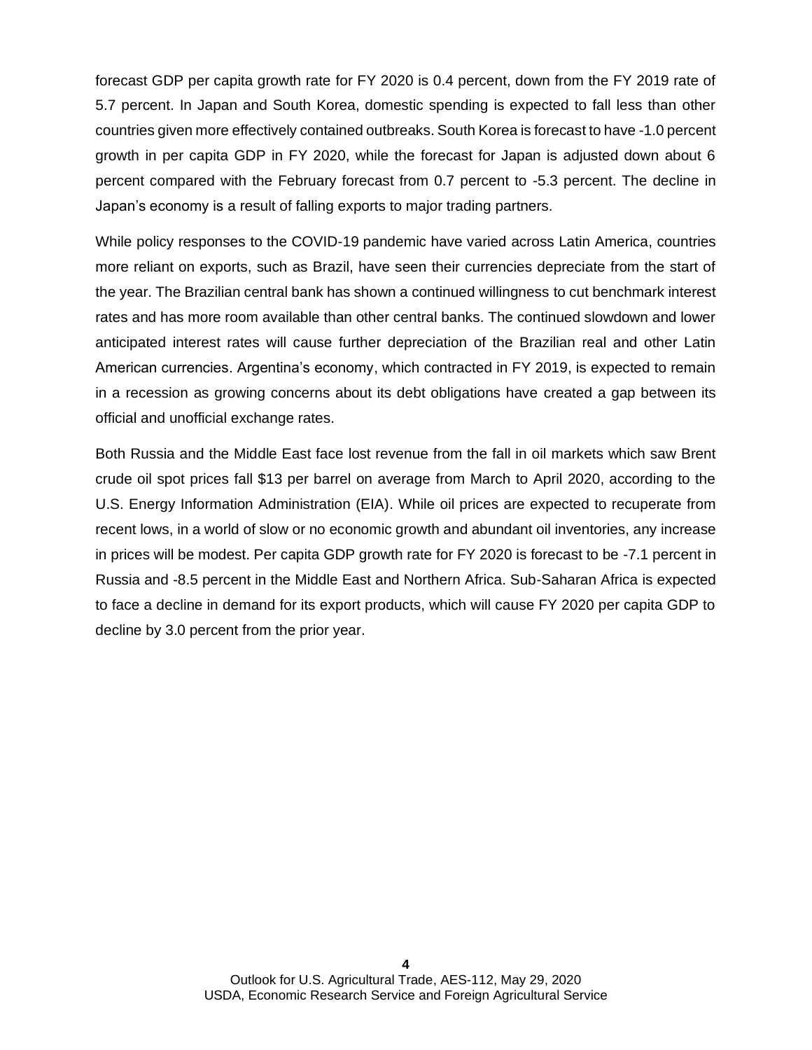forecast GDP per capita growth rate for FY 2020 is 0.4 percent, down from the FY 2019 rate of 5.7 percent. In Japan and South Korea, domestic spending is expected to fall less than other countries given more effectively contained outbreaks. South Korea is forecast to have -1.0 percent growth in per capita GDP in FY 2020, while the forecast for Japan is adjusted down about 6 percent compared with the February forecast from 0.7 percent to -5.3 percent. The decline in Japan's economy is a result of falling exports to major trading partners.

While policy responses to the COVID-19 pandemic have varied across Latin America, countries more reliant on exports, such as Brazil, have seen their currencies depreciate from the start of the year. The Brazilian central bank has shown a continued willingness to cut benchmark interest rates and has more room available than other central banks. The continued slowdown and lower anticipated interest rates will cause further depreciation of the Brazilian real and other Latin American currencies. Argentina's economy, which contracted in FY 2019, is expected to remain in a recession as growing concerns about its debt obligations have created a gap between its official and unofficial exchange rates.

Both Russia and the Middle East face lost revenue from the fall in oil markets which saw Brent crude oil spot prices fall $13 per barrel on average from March to April 2020, according to the U.S. Energy Information Administration (EIA). While oil prices are expected to recuperate from recent lows, in a world of slow or no economic growth and abundant oil inventories, any increase in prices will be modest. Per capita GDP growth rate for FY 2020 is forecast to be -7.1 percent in Russia and -8.5 percent in the Middle East and Northern Africa. Sub-Saharan Africa is expected to face a decline in demand for its export products, which will cause FY 2020 per capita GDP to decline by 3.0 percent from the prior year.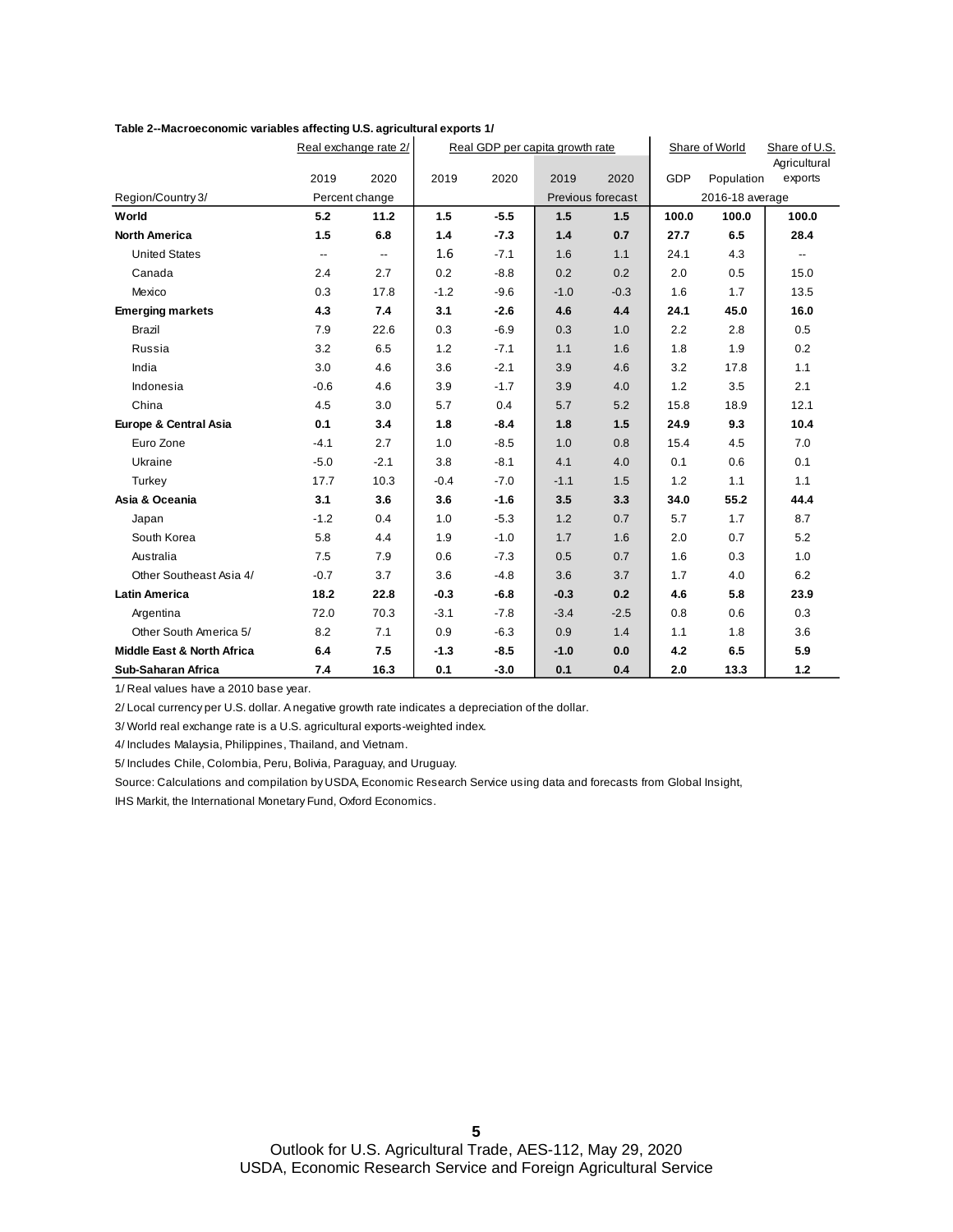**Table 2--Macroeconomic variables affecting U.S. agricultural exports 1/**

| Region/Country 3/ | Real exchange rate 2/ | | Real GDP per capita growth rate | | | | Share of World | | Share of U.S. Agricultural exports |
|---|---|---|---|---|---|---|---|---|---|
| | 2019 | 2020 | 2019 | 2020 | 2019 | 2020 | GDP | Population | |
| | Percent change | | | | Previous forecast | | 2016-18 average | | |
| **World** | **5.2** | **11.2** | **1.5** | **-5.5** | **1.5** | **1.5** | **100.0** | **100.0** | **100.0** |
| **North America** | **1.5** | **6.8** | **1.4** | **-7.3** | **1.4** | **0.7** | **27.7** | **6.5** | **28.4** |
| United States | -- | -- | 1.6 | -7.1 | 1.6 | 1.1 | 24.1 | 4.3 | -- |
| Canada | 2.4 | 2.7 | 0.2 | -8.8 | 0.2 | 0.2 | 2.0 | 0.5 | 15.0 |
| Mexico | 0.3 | 17.8 | -1.2 | -9.6 | -1.0 | -0.3 | 1.6 | 1.7 | 13.5 |
| **Emerging markets** | **4.3** | **7.4** | **3.1** | **-2.6** | **4.6** | **4.4** | **24.1** | **45.0** | **16.0** |
| Brazil | 7.9 | 22.6 | 0.3 | -6.9 | 0.3 | 1.0 | 2.2 | 2.8 | 0.5 |
| Russia | 3.2 | 6.5 | 1.2 | -7.1 | 1.1 | 1.6 | 1.8 | 1.9 | 0.2 |
| India | 3.0 | 4.6 | 3.6 | -2.1 | 3.9 | 4.6 | 3.2 | 17.8 | 1.1 |
| Indonesia | -0.6 | 4.6 | 3.9 | -1.7 | 3.9 | 4.0 | 1.2 | 3.5 | 2.1 |
| China | 4.5 | 3.0 | 5.7 | 0.4 | 5.7 | 5.2 | 15.8 | 18.9 | 12.1 |
| **Europe & Central Asia** | **0.1** | **3.4** | **1.8** | **-8.4** | **1.8** | **1.5** | **24.9** | **9.3** | **10.4** |
| Euro Zone | -4.1 | 2.7 | 1.0 | -8.5 | 1.0 | 0.8 | 15.4 | 4.5 | 7.0 |
| Ukraine | -5.0 | -2.1 | 3.8 | -8.1 | 4.1 | 4.0 | 0.1 | 0.6 | 0.1 |
| Turkey | 17.7 | 10.3 | -0.4 | -7.0 | -1.1 | 1.5 | 1.2 | 1.1 | 1.1 |
| **Asia & Oceania** | **3.1** | **3.6** | **3.6** | **-1.6** | **3.5** | **3.3** | **34.0** | **55.2** | **44.4** |
| Japan | -1.2 | 0.4 | 1.0 | -5.3 | 1.2 | 0.7 | 5.7 | 1.7 | 8.7 |
| South Korea | 5.8 | 4.4 | 1.9 | -1.0 | 1.7 | 1.6 | 2.0 | 0.7 | 5.2 |
| Australia | 7.5 | 7.9 | 0.6 | -7.3 | 0.5 | 0.7 | 1.6 | 0.3 | 1.0 |
| Other Southeast Asia 4/ | -0.7 | 3.7 | 3.6 | -4.8 | 3.6 | 3.7 | 1.7 | 4.0 | 6.2 |
| **Latin America** | **18.2** | **22.8** | **-0.3** | **-6.8** | **-0.3** | **0.2** | **4.6** | **5.8** | **23.9** |
| Argentina | 72.0 | 70.3 | -3.1 | -7.8 | -3.4 | -2.5 | 0.8 | 0.6 | 0.3 |
| Other South America 5/ | 8.2 | 7.1 | 0.9 | -6.3 | 0.9 | 1.4 | 1.1 | 1.8 | 3.6 |
| **Middle East & North Africa** | **6.4** | **7.5** | **-1.3** | **-8.5** | **-1.0** | **0.0** | **4.2** | **6.5** | **5.9** |
| **Sub-Saharan Africa** | **7.4** | **16.3** | **0.1** | **-3.0** | **0.1** | **0.4** | **2.0** | **13.3** | **1.2** |

1/ Real values have a 2010 base year.

2/ Local currency per U.S. dollar. A negative growth rate indicates a depreciation of the dollar.

3/ World real exchange rate is a U.S. agricultural exports-weighted index.

4/ Includes Malaysia, Philippines, Thailand, and Vietnam.

5/ Includes Chile, Colombia, Peru, Bolivia, Paraguay, and Uruguay.

Source: Calculations and compilation by USDA, Economic Research Service using data and forecasts from Global Insight, IHS Markit, the International Monetary Fund, Oxford Economics.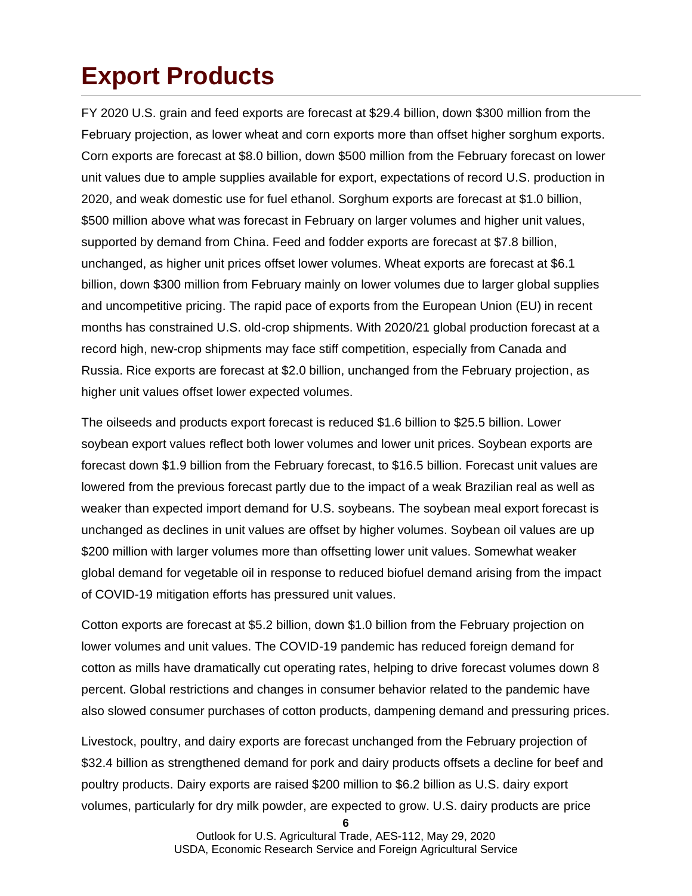# Export Products

FY 2020 U.S. grain and feed exports are forecast at $29.4 billion, down $300 million from the February projection, as lower wheat and corn exports more than offset higher sorghum exports. Corn exports are forecast at $8.0 billion, down $500 million from the February forecast on lower unit values due to ample supplies available for export, expectations of record U.S. production in 2020, and weak domestic use for fuel ethanol. Sorghum exports are forecast at $1.0 billion, $500 million above what was forecast in February on larger volumes and higher unit values, supported by demand from China. Feed and fodder exports are forecast at $7.8 billion, unchanged, as higher unit prices offset lower volumes. Wheat exports are forecast at $6.1 billion, down $300 million from February mainly on lower volumes due to larger global supplies and uncompetitive pricing. The rapid pace of exports from the European Union (EU) in recent months has constrained U.S. old-crop shipments. With 2020/21 global production forecast at a record high, new-crop shipments may face stiff competition, especially from Canada and Russia. Rice exports are forecast at $2.0 billion, unchanged from the February projection, as higher unit values offset lower expected volumes.

The oilseeds and products export forecast is reduced $1.6 billion to $25.5 billion. Lower soybean export values reflect both lower volumes and lower unit prices. Soybean exports are forecast down $1.9 billion from the February forecast, to $16.5 billion. Forecast unit values are lowered from the previous forecast partly due to the impact of a weak Brazilian real as well as weaker than expected import demand for U.S. soybeans. The soybean meal export forecast is unchanged as declines in unit values are offset by higher volumes. Soybean oil values are up $200 million with larger volumes more than offsetting lower unit values. Somewhat weaker global demand for vegetable oil in response to reduced biofuel demand arising from the impact of COVID-19 mitigation efforts has pressured unit values.

Cotton exports are forecast at $5.2 billion, down $1.0 billion from the February projection on lower volumes and unit values. The COVID-19 pandemic has reduced foreign demand for cotton as mills have dramatically cut operating rates, helping to drive forecast volumes down 8 percent. Global restrictions and changes in consumer behavior related to the pandemic have also slowed consumer purchases of cotton products, dampening demand and pressuring prices.

Livestock, poultry, and dairy exports are forecast unchanged from the February projection of $32.4 billion as strengthened demand for pork and dairy products offsets a decline for beef and poultry products. Dairy exports are raised $200 million to $6.2 billion as U.S. dairy export volumes, particularly for dry milk powder, are expected to grow. U.S. dairy products are price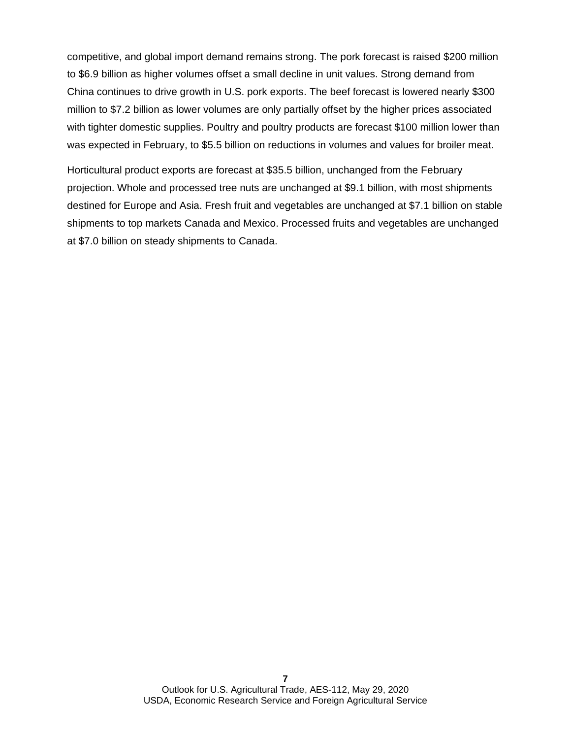competitive, and global import demand remains strong. The pork forecast is raised $200 million to $6.9 billion as higher volumes offset a small decline in unit values. Strong demand from China continues to drive growth in U.S. pork exports. The beef forecast is lowered nearly $300 million to $7.2 billion as lower volumes are only partially offset by the higher prices associated with tighter domestic supplies. Poultry and poultry products are forecast $100 million lower than was expected in February, to $5.5 billion on reductions in volumes and values for broiler meat.

Horticultural product exports are forecast at $35.5 billion, unchanged from the February projection. Whole and processed tree nuts are unchanged at $9.1 billion, with most shipments destined for Europe and Asia. Fresh fruit and vegetables are unchanged at $7.1 billion on stable shipments to top markets Canada and Mexico. Processed fruits and vegetables are unchanged at $7.0 billion on steady shipments to Canada.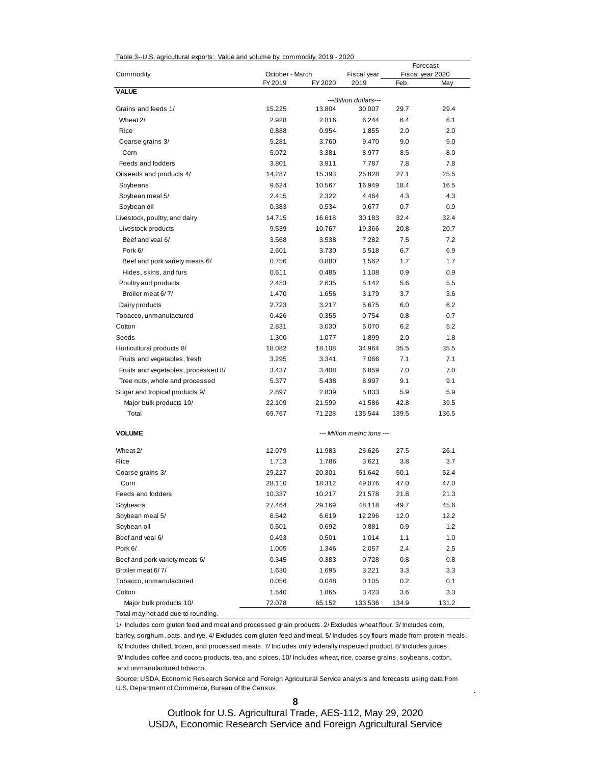Table 3--U.S. agricultural exports: Value and volume by commodity, 2019 - 2020

| Commodity | October - March | | Fiscal year | Forecast Fiscal year 2020 | |
|---|---|---|---|---|---|
| | FY 2019 | FY 2020 | 2019 | Feb. | May |
| **VALUE** | | | ---Billion dollars--- | | |
| Grains and feeds 1/ | 15.225 | 13.804 | 30.007 | 29.7 | 29.4 |
| Wheat 2/ | 2.928 | 2.816 | 6.244 | 6.4 | 6.1 |
| Rice | 0.888 | 0.954 | 1.855 | 2.0 | 2.0 |
| Coarse grains 3/ | 5.281 | 3.760 | 9.470 | 9.0 | 9.0 |
| Corn | 5.072 | 3.381 | 8.977 | 8.5 | 8.0 |
| Feeds and fodders | 3.801 | 3.911 | 7.787 | 7.8 | 7.8 |
| Oilseeds and products 4/ | 14.287 | 15.393 | 25.828 | 27.1 | 25.5 |
| Soybeans | 9.624 | 10.567 | 16.949 | 18.4 | 16.5 |
| Soybean meal 5/ | 2.415 | 2.322 | 4.464 | 4.3 | 4.3 |
| Soybean oil | 0.383 | 0.534 | 0.677 | 0.7 | 0.9 |
| Livestock, poultry, and dairy | 14.715 | 16.618 | 30.183 | 32.4 | 32.4 |
| Livestock products | 9.539 | 10.767 | 19.366 | 20.8 | 20.7 |
| Beef and veal 6/ | 3.568 | 3.538 | 7.282 | 7.5 | 7.2 |
| Pork 6/ | 2.601 | 3.730 | 5.518 | 6.7 | 6.9 |
| Beef and pork variety meats 6/ | 0.756 | 0.880 | 1.562 | 1.7 | 1.7 |
| Hides, skins, and furs | 0.611 | 0.485 | 1.108 | 0.9 | 0.9 |
| Poultry and products | 2.453 | 2.635 | 5.142 | 5.6 | 5.5 |
| Broiler meat 6/ 7/ | 1.470 | 1.656 | 3.179 | 3.7 | 3.6 |
| Dairy products | 2.723 | 3.217 | 5.675 | 6.0 | 6.2 |
| Tobacco, unmanufactured | 0.426 | 0.355 | 0.754 | 0.8 | 0.7 |
| Cotton | 2.831 | 3.030 | 6.070 | 6.2 | 5.2 |
| Seeds | 1.300 | 1.077 | 1.899 | 2.0 | 1.8 |
| Horticultural products 8/ | 18.082 | 18.108 | 34.964 | 35.5 | 35.5 |
| Fruits and vegetables, fresh | 3.295 | 3.341 | 7.066 | 7.1 | 7.1 |
| Fruits and vegetables, processed 8/ | 3.437 | 3.408 | 6.859 | 7.0 | 7.0 |
| Tree nuts, whole and processed | 5.377 | 5.438 | 8.997 | 9.1 | 9.1 |
| Sugar and tropical products 9/ | 2.897 | 2.839 | 5.833 | 5.9 | 5.9 |
| Major bulk products 10/ | 22.109 | 21.599 | 41.586 | 42.8 | 39.5 |
| Total | 69.767 | 71.228 | 135.544 | 139.5 | 136.5 |
| **VOLUME** | | | --- Million metric tons --- | | |
| Wheat 2/ | 12.079 | 11.983 | 26.626 | 27.5 | 26.1 |
| Rice | 1.713 | 1.786 | 3.621 | 3.8 | 3.7 |
| Coarse grains 3/ | 29.227 | 20.301 | 51.642 | 50.1 | 52.4 |
| Corn | 28.110 | 18.312 | 49.076 | 47.0 | 47.0 |
| Feeds and fodders | 10.337 | 10.217 | 21.578 | 21.8 | 21.3 |
| Soybeans | 27.464 | 29.169 | 48.118 | 49.7 | 45.6 |
| Soybean meal 5/ | 6.542 | 6.619 | 12.296 | 12.0 | 12.2 |
| Soybean oil | 0.501 | 0.692 | 0.881 | 0.9 | 1.2 |
| Beef and veal 6/ | 0.493 | 0.501 | 1.014 | 1.1 | 1.0 |
| Pork 6/ | 1.005 | 1.346 | 2.057 | 2.4 | 2.5 |
| Beef and pork variety meats 6/ | 0.345 | 0.383 | 0.728 | 0.8 | 0.8 |
| Broiler meat 6/ 7/ | 1.630 | 1.695 | 3.221 | 3.3 | 3.3 |
| Tobacco, unmanufactured | 0.056 | 0.048 | 0.105 | 0.2 | 0.1 |
| Cotton | 1.540 | 1.865 | 3.423 | 3.6 | 3.3 |
| Major bulk products 10/ | 72.078 | 65.152 | 133.536 | 134.9 | 131.2 |

Total may not add due to rounding.

1/ Includes corn gluten feed and meal and processed grain products. 2/ Excludes wheat flour. 3/ Includes corn, barley, sorghum, oats, and rye. 4/ Excludes corn gluten feed and meal. 5/ Includes soy flours made from protein meals. 6/ Includes chilled, frozen, and processed meats. 7/ Includes only federally inspected product. 8/ Includes juices. 9/ Includes coffee and cocoa products, tea, and spices. 10/ Includes wheat, rice, coarse grains, soybeans, cotton, and unmanufactured tobacco.

Source: USDA, Economic Research Service and Foreign Agricultural Service analysis and forecasts using data from U.S. Department of Commerce, Bureau of the Census.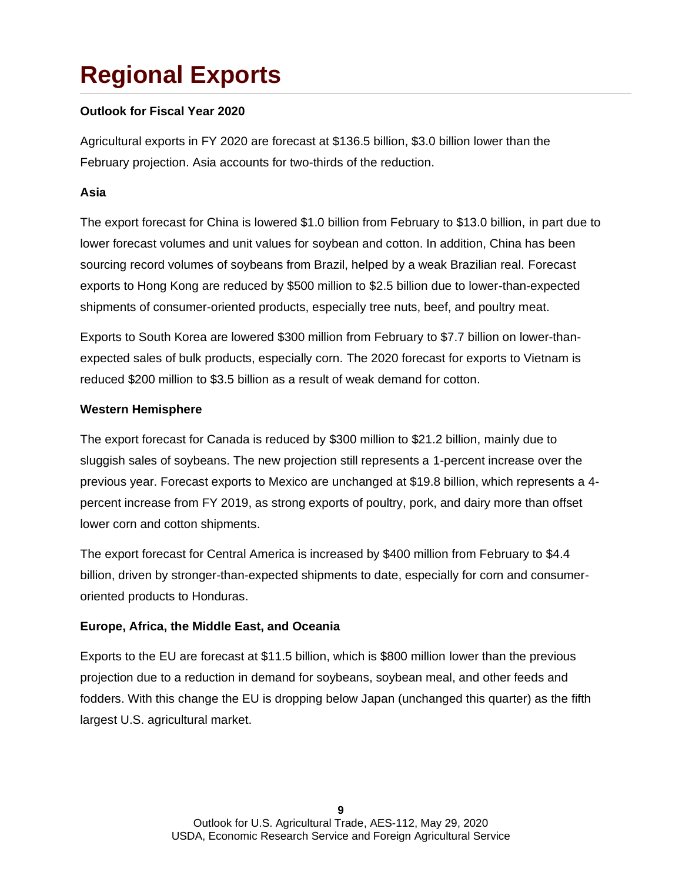# Regional Exports

**Outlook for Fiscal Year 2020**

Agricultural exports in FY 2020 are forecast at $136.5 billion, $3.0 billion lower than the February projection. Asia accounts for two-thirds of the reduction.

**Asia**

The export forecast for China is lowered $1.0 billion from February to $13.0 billion, in part due to lower forecast volumes and unit values for soybean and cotton. In addition, China has been sourcing record volumes of soybeans from Brazil, helped by a weak Brazilian real. Forecast exports to Hong Kong are reduced by $500 million to $2.5 billion due to lower-than-expected shipments of consumer-oriented products, especially tree nuts, beef, and poultry meat.

Exports to South Korea are lowered $300 million from February to $7.7 billion on lower-than-expected sales of bulk products, especially corn. The 2020 forecast for exports to Vietnam is reduced $200 million to $3.5 billion as a result of weak demand for cotton.

**Western Hemisphere**

The export forecast for Canada is reduced by $300 million to $21.2 billion, mainly due to sluggish sales of soybeans. The new projection still represents a 1-percent increase over the previous year. Forecast exports to Mexico are unchanged at $19.8 billion, which represents a 4-percent increase from FY 2019, as strong exports of poultry, pork, and dairy more than offset lower corn and cotton shipments.

The export forecast for Central America is increased by $400 million from February to $4.4 billion, driven by stronger-than-expected shipments to date, especially for corn and consumer-oriented products to Honduras.

**Europe, Africa, the Middle East, and Oceania**

Exports to the EU are forecast at $11.5 billion, which is $800 million lower than the previous projection due to a reduction in demand for soybeans, soybean meal, and other feeds and fodders. With this change the EU is dropping below Japan (unchanged this quarter) as the fifth largest U.S. agricultural market.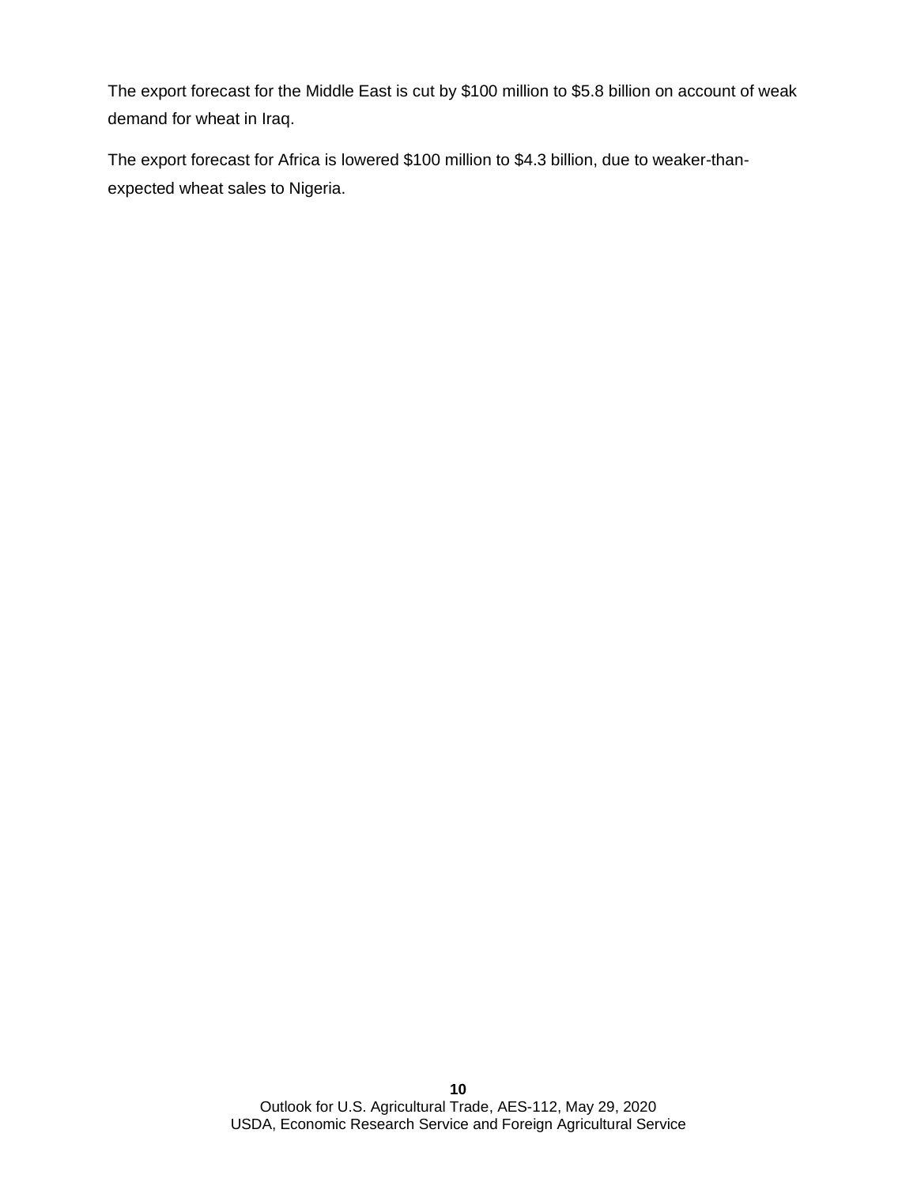The export forecast for the Middle East is cut by $100 million to $5.8 billion on account of weak demand for wheat in Iraq.

The export forecast for Africa is lowered $100 million to $4.3 billion, due to weaker-than-expected wheat sales to Nigeria.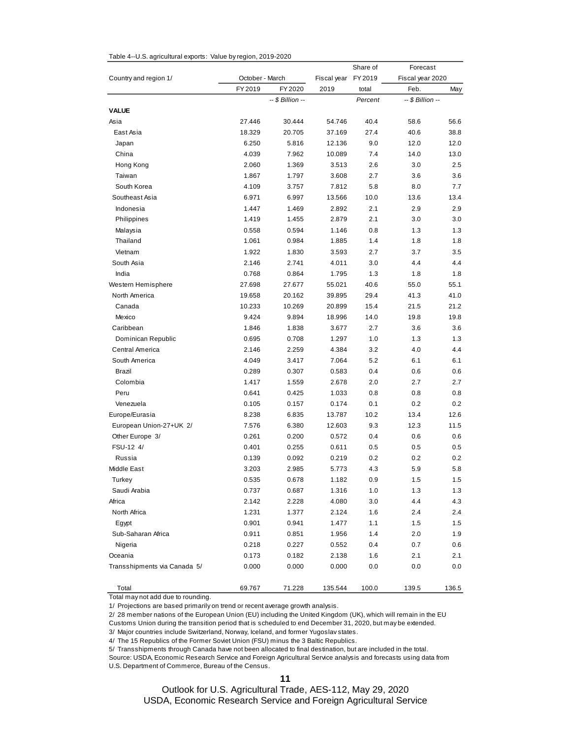Table 4--U.S. agricultural exports: Value by region, 2019-2020

| Country and region 1/ | October - March | | Fiscal year | Share of FY 2019 | Forecast Fiscal year 2020 | |
|---|---|---|---|---|---|---|
| | FY 2019 | FY 2020 | 2019 | total | Feb. | May |
| | -- $ Billion -- | | | Percent | -- $ Billion -- | |
| **VALUE** | | | | | | |
| Asia | 27.446 | 30.444 | 54.746 | 40.4 | 58.6 | 56.6 |
| East Asia | 18.329 | 20.705 | 37.169 | 27.4 | 40.6 | 38.8 |
| Japan | 6.250 | 5.816 | 12.136 | 9.0 | 12.0 | 12.0 |
| China | 4.039 | 7.962 | 10.089 | 7.4 | 14.0 | 13.0 |
| Hong Kong | 2.060 | 1.369 | 3.513 | 2.6 | 3.0 | 2.5 |
| Taiwan | 1.867 | 1.797 | 3.608 | 2.7 | 3.6 | 3.6 |
| South Korea | 4.109 | 3.757 | 7.812 | 5.8 | 8.0 | 7.7 |
| Southeast Asia | 6.971 | 6.997 | 13.566 | 10.0 | 13.6 | 13.4 |
| Indonesia | 1.447 | 1.469 | 2.892 | 2.1 | 2.9 | 2.9 |
| Philippines | 1.419 | 1.455 | 2.879 | 2.1 | 3.0 | 3.0 |
| Malaysia | 0.558 | 0.594 | 1.146 | 0.8 | 1.3 | 1.3 |
| Thailand | 1.061 | 0.984 | 1.885 | 1.4 | 1.8 | 1.8 |
| Vietnam | 1.922 | 1.830 | 3.593 | 2.7 | 3.7 | 3.5 |
| South Asia | 2.146 | 2.741 | 4.011 | 3.0 | 4.4 | 4.4 |
| India | 0.768 | 0.864 | 1.795 | 1.3 | 1.8 | 1.8 |
| Western Hemisphere | 27.698 | 27.677 | 55.021 | 40.6 | 55.0 | 55.1 |
| North America | 19.658 | 20.162 | 39.895 | 29.4 | 41.3 | 41.0 |
| Canada | 10.233 | 10.269 | 20.899 | 15.4 | 21.5 | 21.2 |
| Mexico | 9.424 | 9.894 | 18.996 | 14.0 | 19.8 | 19.8 |
| Caribbean | 1.846 | 1.838 | 3.677 | 2.7 | 3.6 | 3.6 |
| Dominican Republic | 0.695 | 0.708 | 1.297 | 1.0 | 1.3 | 1.3 |
| Central America | 2.146 | 2.259 | 4.384 | 3.2 | 4.0 | 4.4 |
| South America | 4.049 | 3.417 | 7.064 | 5.2 | 6.1 | 6.1 |
| Brazil | 0.289 | 0.307 | 0.583 | 0.4 | 0.6 | 0.6 |
| Colombia | 1.417 | 1.559 | 2.678 | 2.0 | 2.7 | 2.7 |
| Peru | 0.641 | 0.425 | 1.033 | 0.8 | 0.8 | 0.8 |
| Venezuela | 0.105 | 0.157 | 0.174 | 0.1 | 0.2 | 0.2 |
| Europe/Eurasia | 8.238 | 6.835 | 13.787 | 10.2 | 13.4 | 12.6 |
| European Union-27+UK 2/ | 7.576 | 6.380 | 12.603 | 9.3 | 12.3 | 11.5 |
| Other Europe 3/ | 0.261 | 0.200 | 0.572 | 0.4 | 0.6 | 0.6 |
| FSU-12 4/ | 0.401 | 0.255 | 0.611 | 0.5 | 0.5 | 0.5 |
| Russia | 0.139 | 0.092 | 0.219 | 0.2 | 0.2 | 0.2 |
| Middle East | 3.203 | 2.985 | 5.773 | 4.3 | 5.9 | 5.8 |
| Turkey | 0.535 | 0.678 | 1.182 | 0.9 | 1.5 | 1.5 |
| Saudi Arabia | 0.737 | 0.687 | 1.316 | 1.0 | 1.3 | 1.3 |
| Africa | 2.142 | 2.228 | 4.080 | 3.0 | 4.4 | 4.3 |
| North Africa | 1.231 | 1.377 | 2.124 | 1.6 | 2.4 | 2.4 |
| Egypt | 0.901 | 0.941 | 1.477 | 1.1 | 1.5 | 1.5 |
| Sub-Saharan Africa | 0.911 | 0.851 | 1.956 | 1.4 | 2.0 | 1.9 |
| Nigeria | 0.218 | 0.227 | 0.552 | 0.4 | 0.7 | 0.6 |
| Oceania | 0.173 | 0.182 | 2.138 | 1.6 | 2.1 | 2.1 |
| Transshipments via Canada 5/ | 0.000 | 0.000 | 0.000 | 0.0 | 0.0 | 0.0 |
| Total | 69.767 | 71.228 | 135.544 | 100.0 | 139.5 | 136.5 |

Total may not add due to rounding.

1/ Projections are based primarily on trend or recent average growth analysis.

2/ 28 member nations of the European Union (EU) including the United Kingdom (UK), which will remain in the EU Customs Union during the transition period that is scheduled to end December 31, 2020, but may be extended.

3/ Major countries include Switzerland, Norway, Iceland, and former Yugoslav states.

4/ The 15 Republics of the Former Soviet Union (FSU) minus the 3 Baltic Republics.

5/ Transshipments through Canada have not been allocated to final destination, but are included in the total.

Source: USDA, Economic Research Service and Foreign Agricultural Service analysis and forecasts using data from U.S. Department of Commerce, Bureau of the Census.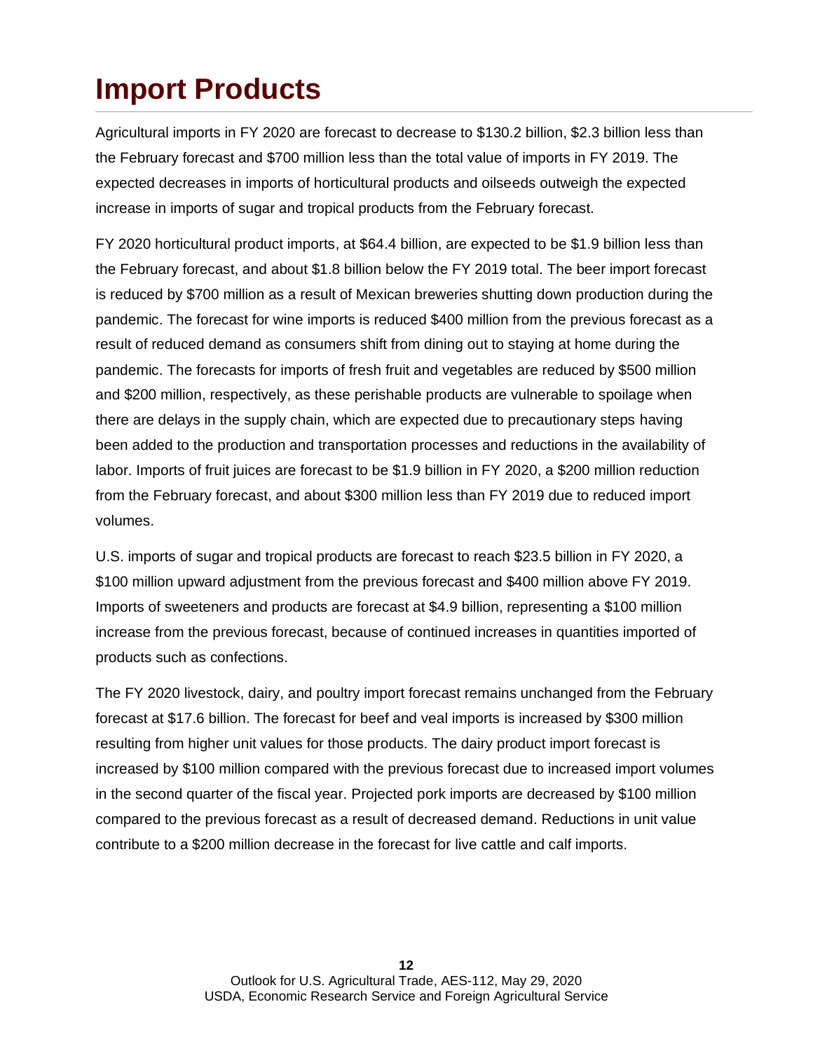# Import Products

Agricultural imports in FY 2020 are forecast to decrease to $130.2 billion, $2.3 billion less than the February forecast and $700 million less than the total value of imports in FY 2019. The expected decreases in imports of horticultural products and oilseeds outweigh the expected increase in imports of sugar and tropical products from the February forecast.

FY 2020 horticultural product imports, at $64.4 billion, are expected to be $1.9 billion less than the February forecast, and about $1.8 billion below the FY 2019 total. The beer import forecast is reduced by $700 million as a result of Mexican breweries shutting down production during the pandemic. The forecast for wine imports is reduced $400 million from the previous forecast as a result of reduced demand as consumers shift from dining out to staying at home during the pandemic. The forecasts for imports of fresh fruit and vegetables are reduced by $500 million and $200 million, respectively, as these perishable products are vulnerable to spoilage when there are delays in the supply chain, which are expected due to precautionary steps having been added to the production and transportation processes and reductions in the availability of labor. Imports of fruit juices are forecast to be $1.9 billion in FY 2020, a $200 million reduction from the February forecast, and about $300 million less than FY 2019 due to reduced import volumes.

U.S. imports of sugar and tropical products are forecast to reach $23.5 billion in FY 2020, a $100 million upward adjustment from the previous forecast and $400 million above FY 2019. Imports of sweeteners and products are forecast at $4.9 billion, representing a $100 million increase from the previous forecast, because of continued increases in quantities imported of products such as confections.

The FY 2020 livestock, dairy, and poultry import forecast remains unchanged from the February forecast at $17.6 billion. The forecast for beef and veal imports is increased by $300 million resulting from higher unit values for those products. The dairy product import forecast is increased by $100 million compared with the previous forecast due to increased import volumes in the second quarter of the fiscal year. Projected pork imports are decreased by $100 million compared to the previous forecast as a result of decreased demand. Reductions in unit value contribute to a $200 million decrease in the forecast for live cattle and calf imports.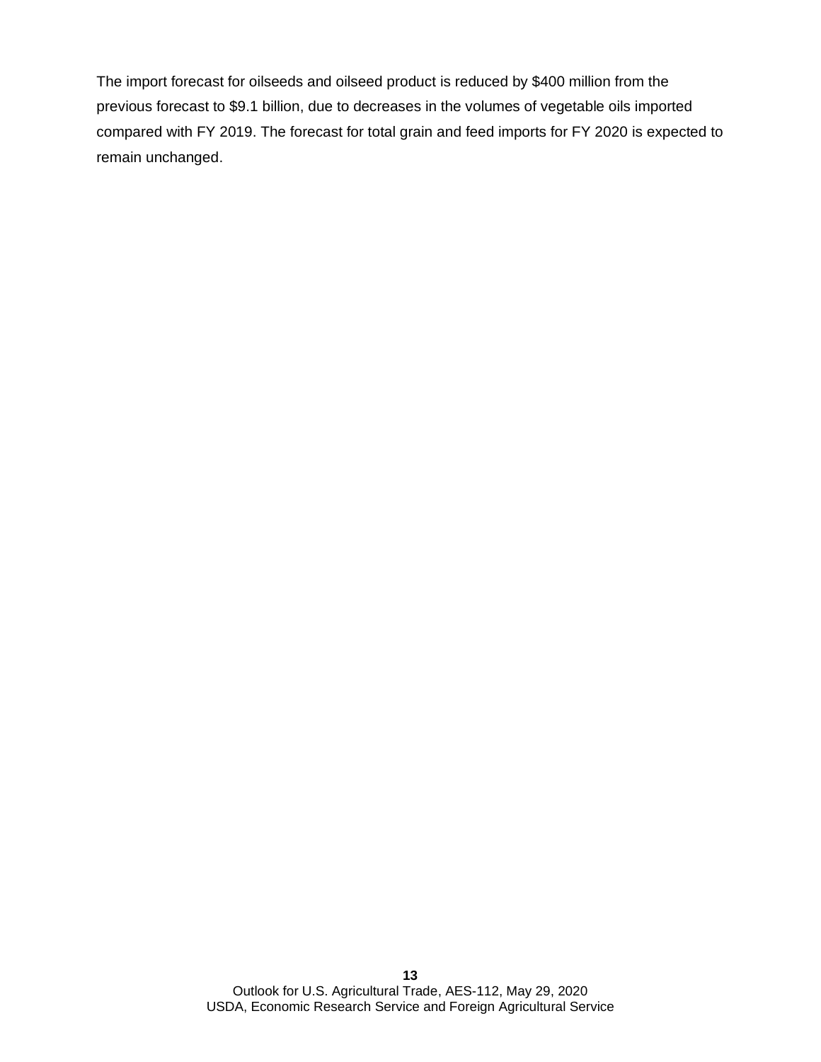The import forecast for oilseeds and oilseed product is reduced by $400 million from the previous forecast to $9.1 billion, due to decreases in the volumes of vegetable oils imported compared with FY 2019. The forecast for total grain and feed imports for FY 2020 is expected to remain unchanged.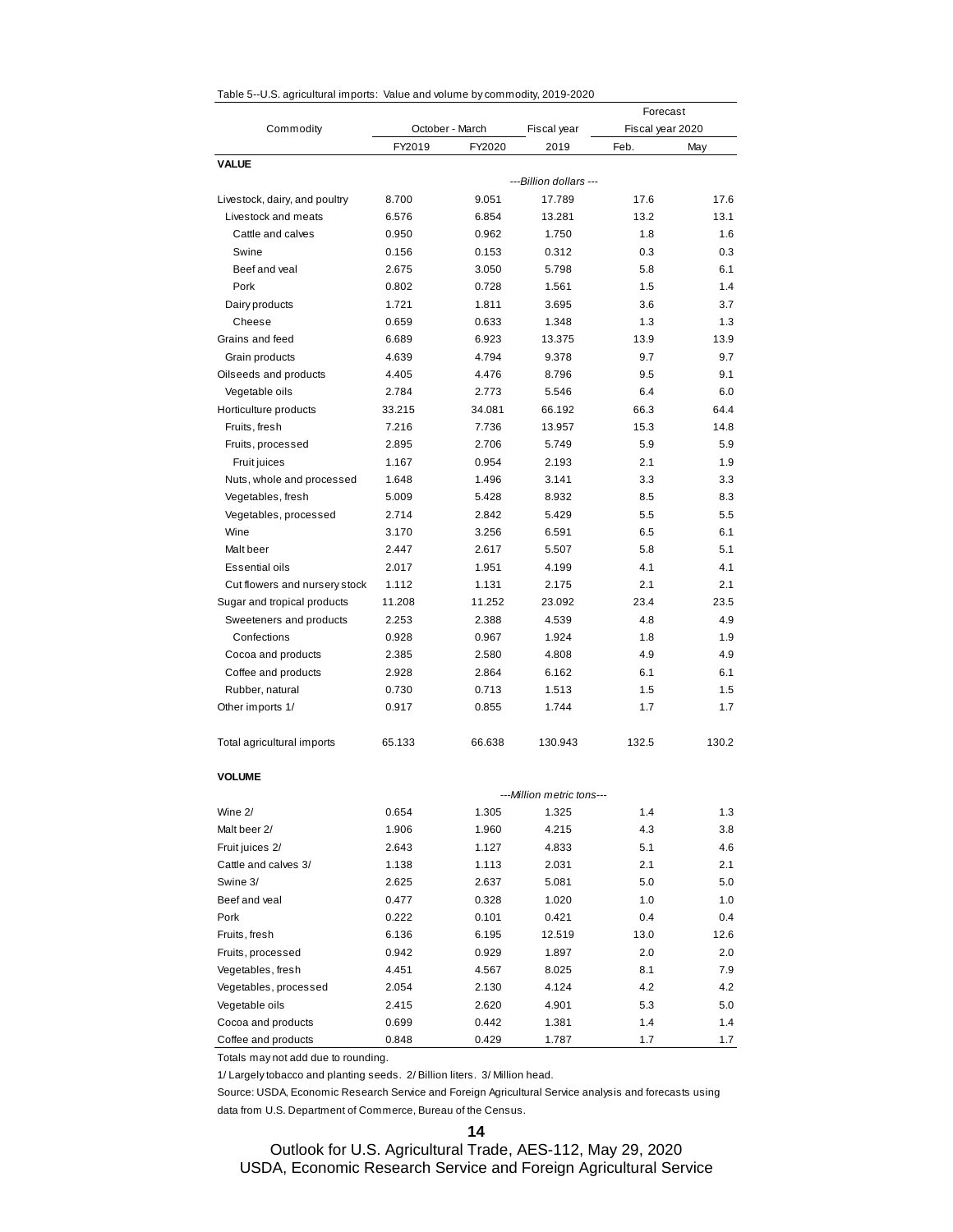Table 5--U.S. agricultural imports: Value and volume by commodity, 2019-2020

| Commodity | October - March | | Fiscal year | Forecast Fiscal year 2020 | |
|---|---|---|---|---|---|
| | FY2019 | FY2020 | 2019 | Feb. | May |
| **VALUE** | | | | | |
| | | | ---Billion dollars --- | | |
| Livestock, dairy, and poultry | 8.700 | 9.051 | 17.789 | 17.6 | 17.6 |
| Livestock and meats | 6.576 | 6.854 | 13.281 | 13.2 | 13.1 |
| Cattle and calves | 0.950 | 0.962 | 1.750 | 1.8 | 1.6 |
| Swine | 0.156 | 0.153 | 0.312 | 0.3 | 0.3 |
| Beef and veal | 2.675 | 3.050 | 5.798 | 5.8 | 6.1 |
| Pork | 0.802 | 0.728 | 1.561 | 1.5 | 1.4 |
| Dairy products | 1.721 | 1.811 | 3.695 | 3.6 | 3.7 |
| Cheese | 0.659 | 0.633 | 1.348 | 1.3 | 1.3 |
| Grains and feed | 6.689 | 6.923 | 13.375 | 13.9 | 13.9 |
| Grain products | 4.639 | 4.794 | 9.378 | 9.7 | 9.7 |
| Oilseeds and products | 4.405 | 4.476 | 8.796 | 9.5 | 9.1 |
| Vegetable oils | 2.784 | 2.773 | 5.546 | 6.4 | 6.0 |
| Horticulture products | 33.215 | 34.081 | 66.192 | 66.3 | 64.4 |
| Fruits, fresh | 7.216 | 7.736 | 13.957 | 15.3 | 14.8 |
| Fruits, processed | 2.895 | 2.706 | 5.749 | 5.9 | 5.9 |
| Fruit juices | 1.167 | 0.954 | 2.193 | 2.1 | 1.9 |
| Nuts, whole and processed | 1.648 | 1.496 | 3.141 | 3.3 | 3.3 |
| Vegetables, fresh | 5.009 | 5.428 | 8.932 | 8.5 | 8.3 |
| Vegetables, processed | 2.714 | 2.842 | 5.429 | 5.5 | 5.5 |
| Wine | 3.170 | 3.256 | 6.591 | 6.5 | 6.1 |
| Malt beer | 2.447 | 2.617 | 5.507 | 5.8 | 5.1 |
| Essential oils | 2.017 | 1.951 | 4.199 | 4.1 | 4.1 |
| Cut flowers and nursery stock | 1.112 | 1.131 | 2.175 | 2.1 | 2.1 |
| Sugar and tropical products | 11.208 | 11.252 | 23.092 | 23.4 | 23.5 |
| Sweeteners and products | 2.253 | 2.388 | 4.539 | 4.8 | 4.9 |
| Confections | 0.928 | 0.967 | 1.924 | 1.8 | 1.9 |
| Cocoa and products | 2.385 | 2.580 | 4.808 | 4.9 | 4.9 |
| Coffee and products | 2.928 | 2.864 | 6.162 | 6.1 | 6.1 |
| Rubber, natural | 0.730 | 0.713 | 1.513 | 1.5 | 1.5 |
| Other imports 1/ | 0.917 | 0.855 | 1.744 | 1.7 | 1.7 |
| Total agricultural imports | 65.133 | 66.638 | 130.943 | 132.5 | 130.2 |
| **VOLUME** | | | | | |
| | | | ---Million metric tons--- | | |
| Wine 2/ | 0.654 | 1.305 | 1.325 | 1.4 | 1.3 |
| Malt beer 2/ | 1.906 | 1.960 | 4.215 | 4.3 | 3.8 |
| Fruit juices 2/ | 2.643 | 1.127 | 4.833 | 5.1 | 4.6 |
| Cattle and calves 3/ | 1.138 | 1.113 | 2.031 | 2.1 | 2.1 |
| Swine 3/ | 2.625 | 2.637 | 5.081 | 5.0 | 5.0 |
| Beef and veal | 0.477 | 0.328 | 1.020 | 1.0 | 1.0 |
| Pork | 0.222 | 0.101 | 0.421 | 0.4 | 0.4 |
| Fruits, fresh | 6.136 | 6.195 | 12.519 | 13.0 | 12.6 |
| Fruits, processed | 0.942 | 0.929 | 1.897 | 2.0 | 2.0 |
| Vegetables, fresh | 4.451 | 4.567 | 8.025 | 8.1 | 7.9 |
| Vegetables, processed | 2.054 | 2.130 | 4.124 | 4.2 | 4.2 |
| Vegetable oils | 2.415 | 2.620 | 4.901 | 5.3 | 5.0 |
| Cocoa and products | 0.699 | 0.442 | 1.381 | 1.4 | 1.4 |
| Coffee and products | 0.848 | 0.429 | 1.787 | 1.7 | 1.7 |

Totals may not add due to rounding.

1/ Largely tobacco and planting seeds. 2/ Billion liters. 3/ Million head.

Source: USDA, Economic Research Service and Foreign Agricultural Service analysis and forecasts using data from U.S. Department of Commerce, Bureau of the Census.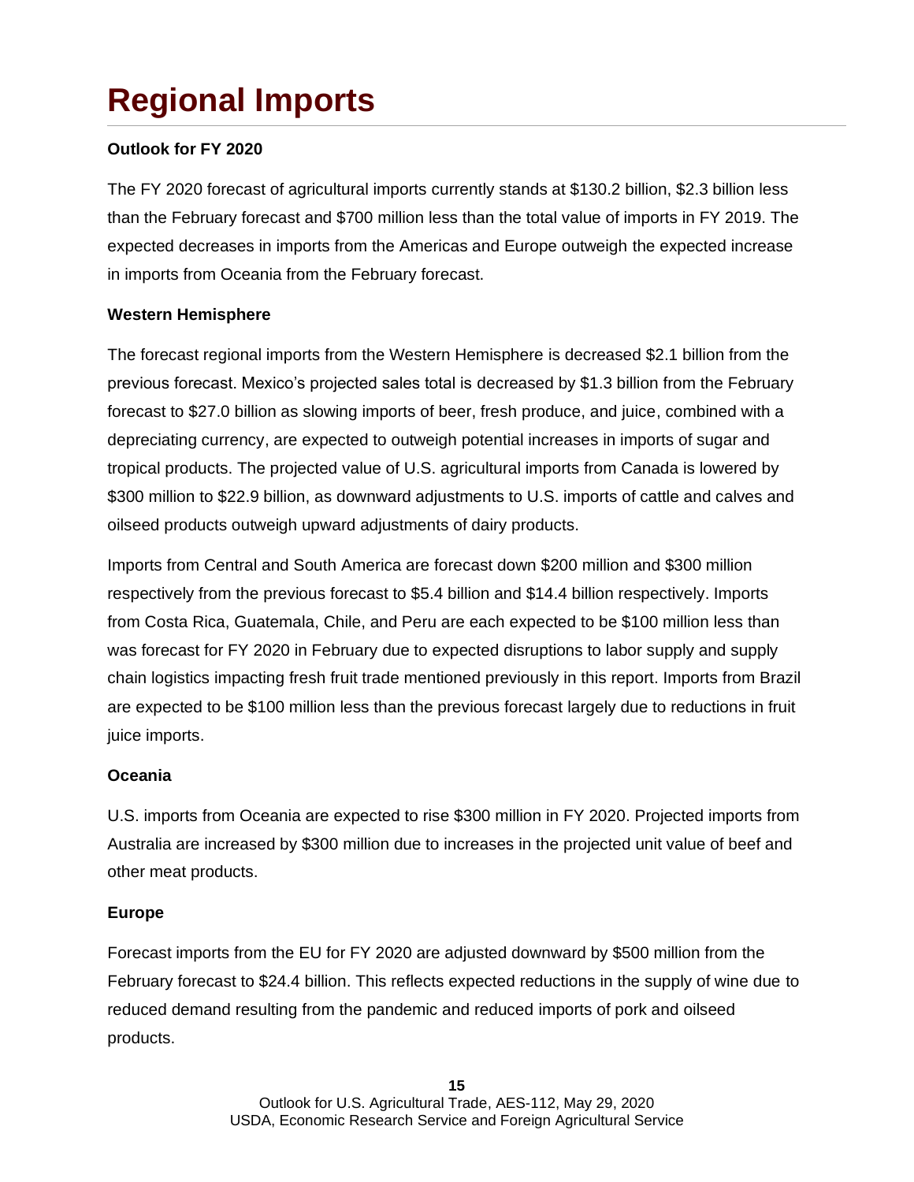# Regional Imports

**Outlook for FY 2020**

The FY 2020 forecast of agricultural imports currently stands at $130.2 billion, $2.3 billion less than the February forecast and $700 million less than the total value of imports in FY 2019. The expected decreases in imports from the Americas and Europe outweigh the expected increase in imports from Oceania from the February forecast.

**Western Hemisphere**

The forecast regional imports from the Western Hemisphere is decreased $2.1 billion from the previous forecast. Mexico's projected sales total is decreased by $1.3 billion from the February forecast to $27.0 billion as slowing imports of beer, fresh produce, and juice, combined with a depreciating currency, are expected to outweigh potential increases in imports of sugar and tropical products. The projected value of U.S. agricultural imports from Canada is lowered by $300 million to $22.9 billion, as downward adjustments to U.S. imports of cattle and calves and oilseed products outweigh upward adjustments of dairy products.

Imports from Central and South America are forecast down $200 million and $300 million respectively from the previous forecast to $5.4 billion and $14.4 billion respectively. Imports from Costa Rica, Guatemala, Chile, and Peru are each expected to be $100 million less than was forecast for FY 2020 in February due to expected disruptions to labor supply and supply chain logistics impacting fresh fruit trade mentioned previously in this report. Imports from Brazil are expected to be $100 million less than the previous forecast largely due to reductions in fruit juice imports.

**Oceania**

U.S. imports from Oceania are expected to rise $300 million in FY 2020. Projected imports from Australia are increased by $300 million due to increases in the projected unit value of beef and other meat products.

**Europe**

Forecast imports from the EU for FY 2020 are adjusted downward by $500 million from the February forecast to $24.4 billion. This reflects expected reductions in the supply of wine due to reduced demand resulting from the pandemic and reduced imports of pork and oilseed products.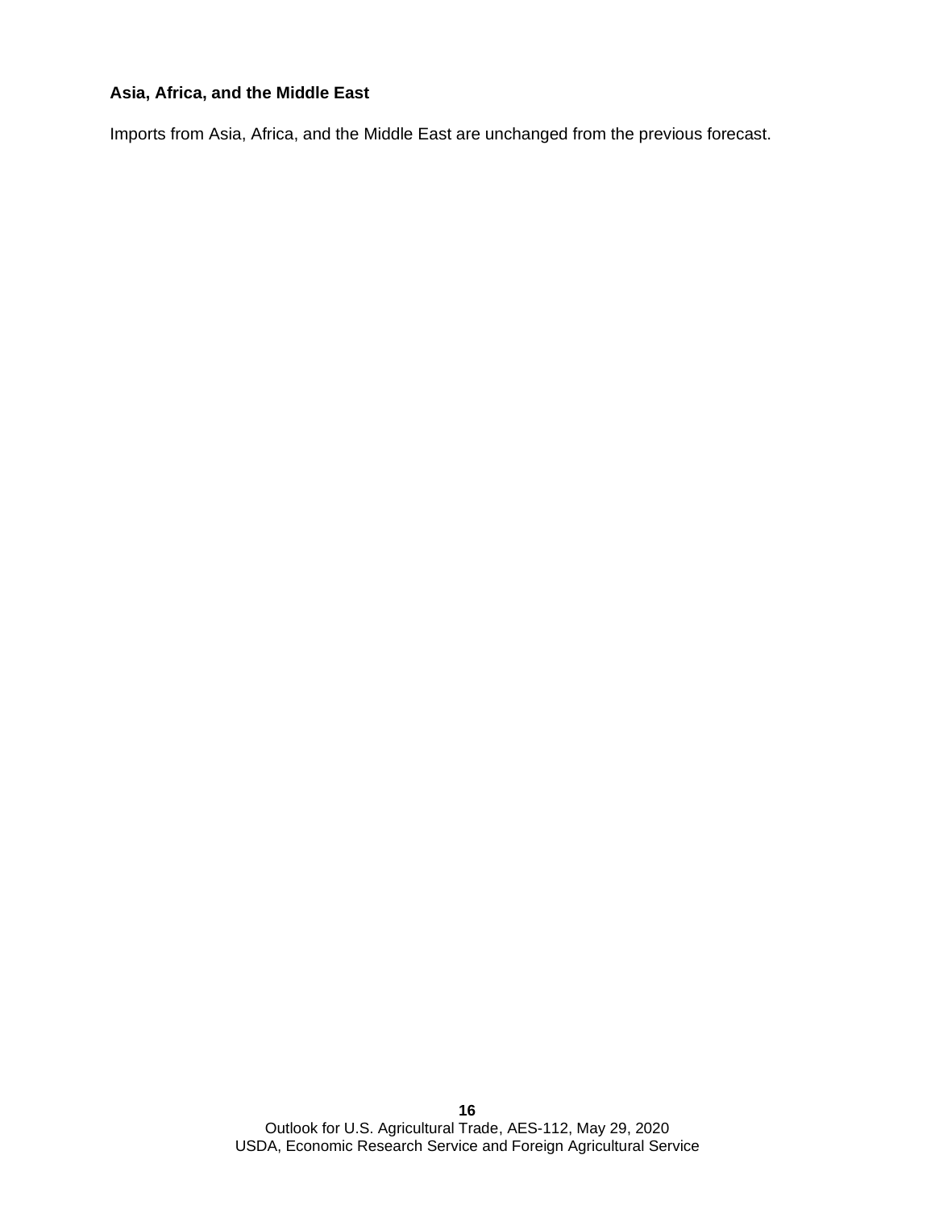### Asia, Africa, and the Middle East

Imports from Asia, Africa, and the Middle East are unchanged from the previous forecast.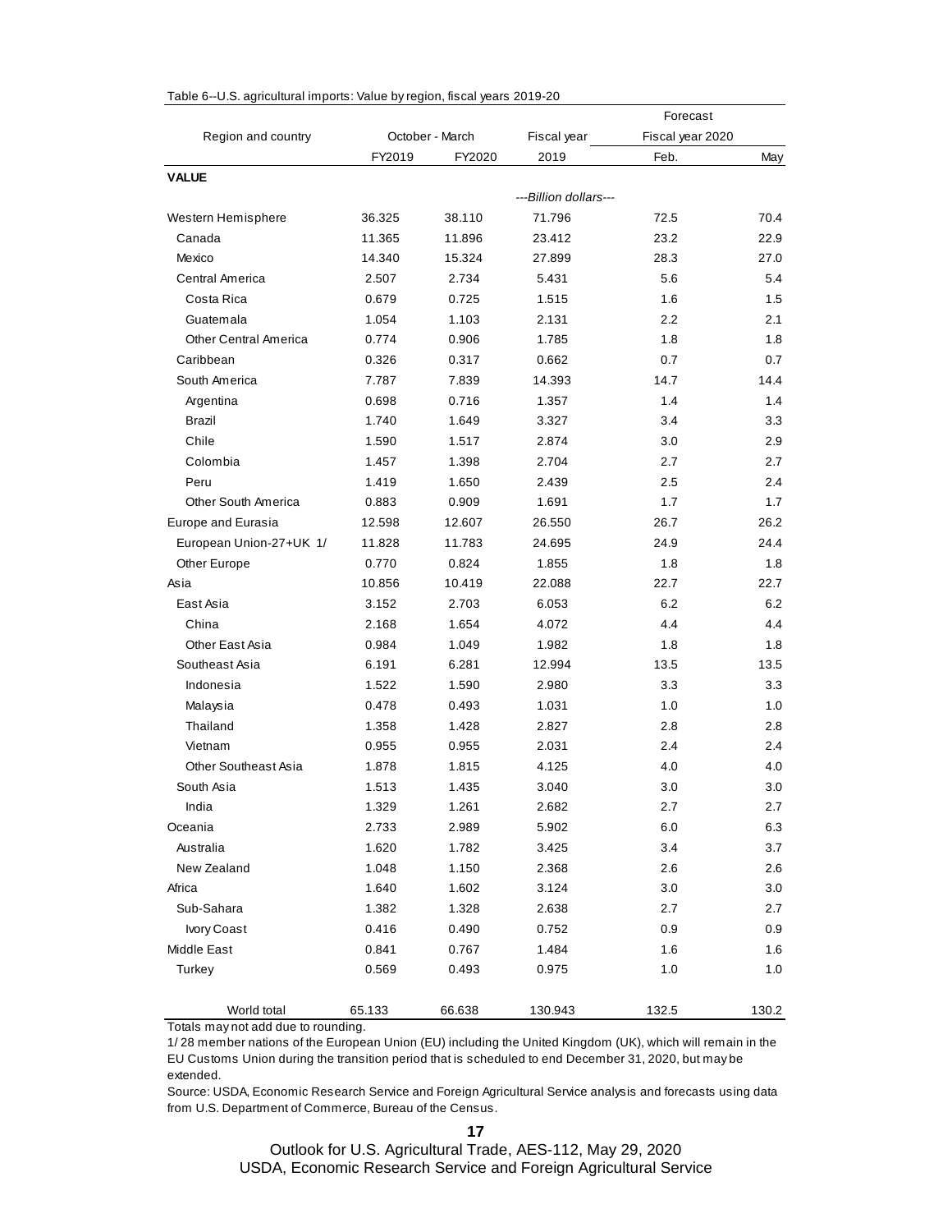Table 6--U.S. agricultural imports: Value by region, fiscal years 2019-20

| Region and country | October - March | | Fiscal year | Forecast Fiscal year 2020 | |
|---|---|---|---|---|---|
| | FY2019 | FY2020 | 2019 | Feb. | May |
| **VALUE** | | | | | |
| | | | ---Billion dollars--- | | |
| Western Hemisphere | 36.325 | 38.110 | 71.796 | 72.5 | 70.4 |
| Canada | 11.365 | 11.896 | 23.412 | 23.2 | 22.9 |
| Mexico | 14.340 | 15.324 | 27.899 | 28.3 | 27.0 |
| Central America | 2.507 | 2.734 | 5.431 | 5.6 | 5.4 |
| Costa Rica | 0.679 | 0.725 | 1.515 | 1.6 | 1.5 |
| Guatemala | 1.054 | 1.103 | 2.131 | 2.2 | 2.1 |
| Other Central America | 0.774 | 0.906 | 1.785 | 1.8 | 1.8 |
| Caribbean | 0.326 | 0.317 | 0.662 | 0.7 | 0.7 |
| South America | 7.787 | 7.839 | 14.393 | 14.7 | 14.4 |
| Argentina | 0.698 | 0.716 | 1.357 | 1.4 | 1.4 |
| Brazil | 1.740 | 1.649 | 3.327 | 3.4 | 3.3 |
| Chile | 1.590 | 1.517 | 2.874 | 3.0 | 2.9 |
| Colombia | 1.457 | 1.398 | 2.704 | 2.7 | 2.7 |
| Peru | 1.419 | 1.650 | 2.439 | 2.5 | 2.4 |
| Other South America | 0.883 | 0.909 | 1.691 | 1.7 | 1.7 |
| Europe and Eurasia | 12.598 | 12.607 | 26.550 | 26.7 | 26.2 |
| European Union-27+UK 1/ | 11.828 | 11.783 | 24.695 | 24.9 | 24.4 |
| Other Europe | 0.770 | 0.824 | 1.855 | 1.8 | 1.8 |
| Asia | 10.856 | 10.419 | 22.088 | 22.7 | 22.7 |
| East Asia | 3.152 | 2.703 | 6.053 | 6.2 | 6.2 |
| China | 2.168 | 1.654 | 4.072 | 4.4 | 4.4 |
| Other East Asia | 0.984 | 1.049 | 1.982 | 1.8 | 1.8 |
| Southeast Asia | 6.191 | 6.281 | 12.994 | 13.5 | 13.5 |
| Indonesia | 1.522 | 1.590 | 2.980 | 3.3 | 3.3 |
| Malaysia | 0.478 | 0.493 | 1.031 | 1.0 | 1.0 |
| Thailand | 1.358 | 1.428 | 2.827 | 2.8 | 2.8 |
| Vietnam | 0.955 | 0.955 | 2.031 | 2.4 | 2.4 |
| Other Southeast Asia | 1.878 | 1.815 | 4.125 | 4.0 | 4.0 |
| South Asia | 1.513 | 1.435 | 3.040 | 3.0 | 3.0 |
| India | 1.329 | 1.261 | 2.682 | 2.7 | 2.7 |
| Oceania | 2.733 | 2.989 | 5.902 | 6.0 | 6.3 |
| Australia | 1.620 | 1.782 | 3.425 | 3.4 | 3.7 |
| New Zealand | 1.048 | 1.150 | 2.368 | 2.6 | 2.6 |
| Africa | 1.640 | 1.602 | 3.124 | 3.0 | 3.0 |
| Sub-Sahara | 1.382 | 1.328 | 2.638 | 2.7 | 2.7 |
| Ivory Coast | 0.416 | 0.490 | 0.752 | 0.9 | 0.9 |
| Middle East | 0.841 | 0.767 | 1.484 | 1.6 | 1.6 |
| Turkey | 0.569 | 0.493 | 0.975 | 1.0 | 1.0 |
| World total | 65.133 | 66.638 | 130.943 | 132.5 | 130.2 |

Totals may not add due to rounding.

1/ 28 member nations of the European Union (EU) including the United Kingdom (UK), which will remain in the EU Customs Union during the transition period that is scheduled to end December 31, 2020, but may be extended.

Source: USDA, Economic Research Service and Foreign Agricultural Service analysis and forecasts using data from U.S. Department of Commerce, Bureau of the Census.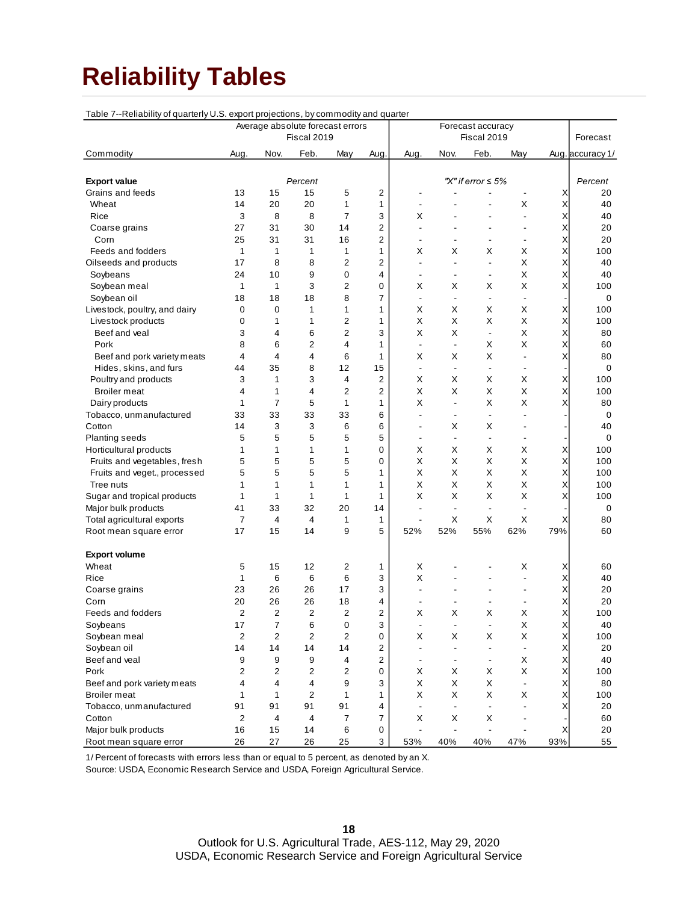# Reliability Tables

Table 7--Reliability of quarterly U.S. export projections, by commodity and quarter

| Commodity | Average absolute forecast errors Fiscal 2019 | | | | | Forecast accuracy Fiscal 2019 | | | | | Forecast accuracy 1/ |
|---|---|---|---|---|---|---|---|---|---|---|---|
| | Aug. | Nov. | Feb. | May | Aug. | Aug. | Nov. | Feb. | May | Aug. | |
| **Export value** | | | *Percent* | | | | | *"X" if error ≤ 5%* | | | *Percent* |
| Grains and feeds | 13 | 15 | 15 | 5 | 2 | - | - | - | - | X | 20 |
| Wheat | 14 | 20 | 20 | 1 | 1 | - | - | - | X | X | 40 |
| Rice | 3 | 8 | 8 | 7 | 3 | X | - | - | - | X | 40 |
| Coarse grains | 27 | 31 | 30 | 14 | 2 | - | - | - | - | X | 20 |
| Corn | 25 | 31 | 31 | 16 | 2 | - | - | - | - | X | 20 |
| Feeds and fodders | 1 | 1 | 1 | 1 | 1 | X | X | X | X | X | 100 |
| Oilseeds and products | 17 | 8 | 8 | 2 | 2 | - | - | - | X | X | 40 |
| Soybeans | 24 | 10 | 9 | 0 | 4 | - | - | - | X | X | 40 |
| Soybean meal | 1 | 1 | 3 | 2 | 0 | X | X | X | X | X | 100 |
| Soybean oil | 18 | 18 | 18 | 8 | 7 | - | - | - | - | - | 0 |
| Livestock, poultry, and dairy | 0 | 0 | 1 | 1 | 1 | X | X | X | X | X | 100 |
| Livestock products | 0 | 1 | 1 | 2 | 1 | X | X | X | X | X | 100 |
| Beef and veal | 3 | 4 | 6 | 2 | 3 | X | X | - | X | X | 80 |
| Pork | 8 | 6 | 2 | 4 | 1 | - | - | X | X | X | 60 |
| Beef and pork variety meats | 4 | 4 | 4 | 6 | 1 | X | X | X | - | X | 80 |
| Hides, skins, and furs | 44 | 35 | 8 | 12 | 15 | - | - | - | - | - | 0 |
| Poultry and products | 3 | 1 | 3 | 4 | 2 | X | X | X | X | X | 100 |
| Broiler meat | 4 | 1 | 4 | 2 | 2 | X | X | X | X | X | 100 |
| Dairy products | 1 | 7 | 5 | 1 | 1 | X | - | X | X | X | 80 |
| Tobacco, unmanufactured | 33 | 33 | 33 | 33 | 6 | - | - | - | - | - | 0 |
| Cotton | 14 | 3 | 3 | 6 | 6 | - | X | X | - | - | 40 |
| Planting seeds | 5 | 5 | 5 | 5 | 5 | - | - | - | - | - | 0 |
| Horticultural products | 1 | 1 | 1 | 1 | 0 | X | X | X | X | X | 100 |
| Fruits and vegetables, fresh | 5 | 5 | 5 | 5 | 0 | X | X | X | X | X | 100 |
| Fruits and veget., processed | 5 | 5 | 5 | 5 | 1 | X | X | X | X | X | 100 |
| Tree nuts | 1 | 1 | 1 | 1 | 1 | X | X | X | X | X | 100 |
| Sugar and tropical products | 1 | 1 | 1 | 1 | 1 | X | X | X | X | X | 100 |
| Major bulk products | 41 | 33 | 32 | 20 | 14 | - | - | - | - | - | 0 |
| Total agricultural exports | 7 | 4 | 4 | 1 | 1 | - | X | X | X | X | 80 |
| Root mean square error | 17 | 15 | 14 | 9 | 5 | 52% | 52% | 55% | 62% | 79% | 60 |
| **Export volume** | | | | | | | | | | | |
| Wheat | 5 | 15 | 12 | 2 | 1 | X | - | - | X | X | 60 |
| Rice | 1 | 6 | 6 | 6 | 3 | X | - | - | - | X | 40 |
| Coarse grains | 23 | 26 | 26 | 17 | 3 | - | - | - | - | X | 20 |
| Corn | 20 | 26 | 26 | 18 | 4 | - | - | - | - | X | 20 |
| Feeds and fodders | 2 | 2 | 2 | 2 | 2 | X | X | X | X | X | 100 |
| Soybeans | 17 | 7 | 6 | 0 | 3 | - | - | - | X | X | 40 |
| Soybean meal | 2 | 2 | 2 | 2 | 0 | X | X | X | X | X | 100 |
| Soybean oil | 14 | 14 | 14 | 14 | 2 | - | - | - | - | X | 20 |
| Beef and veal | 9 | 9 | 9 | 4 | 2 | - | - | - | X | X | 40 |
| Pork | 2 | 2 | 2 | 2 | 0 | X | X | X | X | X | 100 |
| Beef and pork variety meats | 4 | 4 | 4 | 9 | 3 | X | X | X | - | X | 80 |
| Broiler meat | 1 | 1 | 2 | 1 | 1 | X | X | X | X | X | 100 |
| Tobacco, unmanufactured | 91 | 91 | 91 | 91 | 4 | - | - | - | - | X | 20 |
| Cotton | 2 | 4 | 4 | 7 | 7 | X | X | X | - | - | 60 |
| Major bulk products | 16 | 15 | 14 | 6 | 0 | - | - | - | - | X | 20 |
| Root mean square error | 26 | 27 | 26 | 25 | 3 | 53% | 40% | 40% | 47% | 93% | 55 |

1/ Percent of forecasts with errors less than or equal to 5 percent, as denoted by an X.

Source: USDA, Economic Research Service and USDA, Foreign Agricultural Service.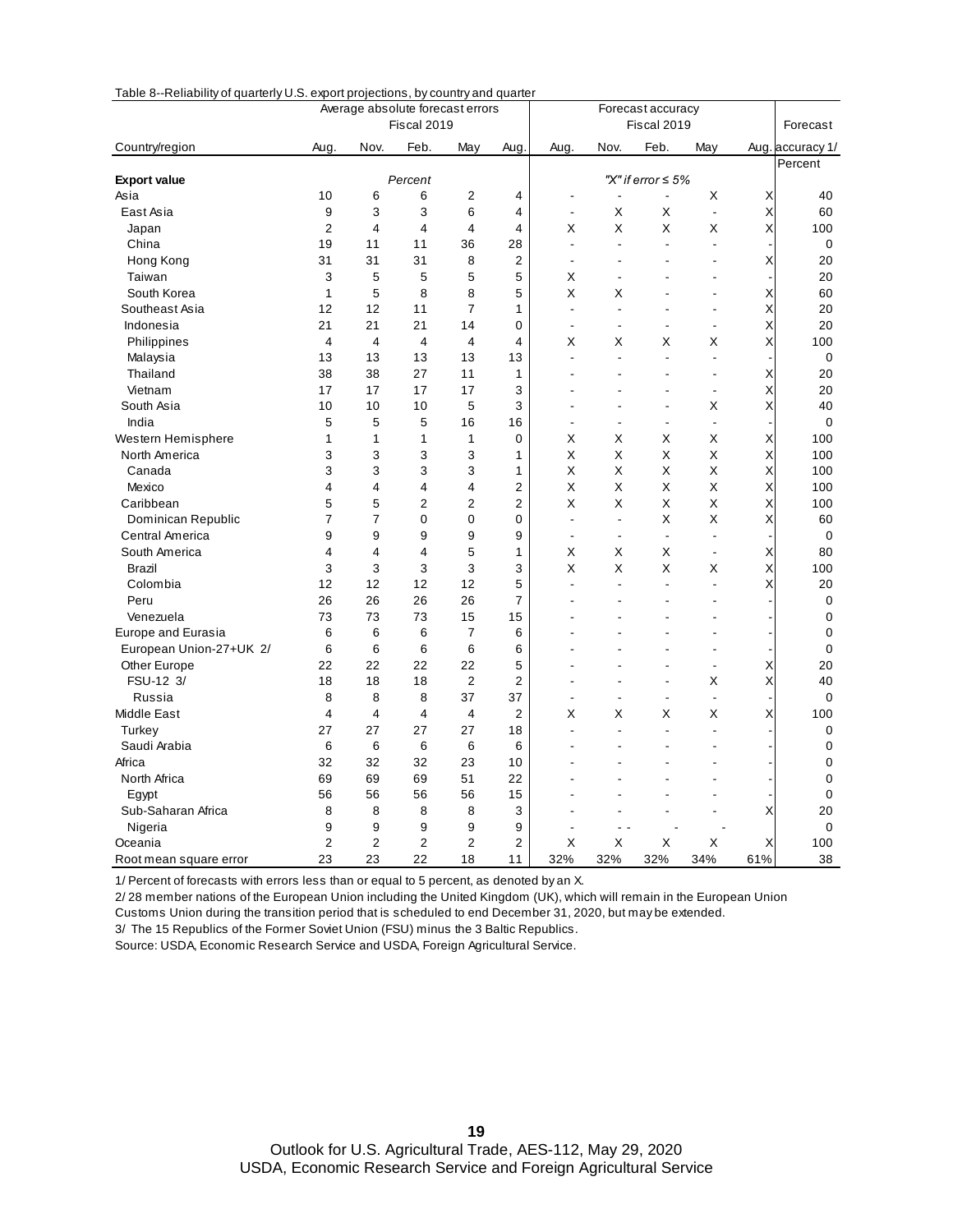Table 8--Reliability of quarterly U.S. export projections, by country and quarter

| Country/region | Average absolute forecast errors Fiscal 2019 | | | | | Forecast accuracy Fiscal 2019 | | | | | Forecast |
|---|---|---|---|---|---|---|---|---|---|---|---|
| | Aug. | Nov. | Feb. | May | Aug. | Aug. | Nov. | Feb. | May | Aug. | accuracy 1/ |
| | | | | | | | | | | | Percent |
| **Export value** | | | Percent | | | | | "X" if error ≤ 5% | | | |
| Asia | 10 | 6 | 6 | 2 | 4 | - | - | - | X | X | 40 |
| East Asia | 9 | 3 | 3 | 6 | 4 | - | X | X | - | X | 60 |
| Japan | 2 | 4 | 4 | 4 | 4 | X | X | X | X | X | 100 |
| China | 19 | 11 | 11 | 36 | 28 | - | - | - | - | - | 0 |
| Hong Kong | 31 | 31 | 31 | 8 | 2 | - | - | - | - | X | 20 |
| Taiwan | 3 | 5 | 5 | 5 | 5 | X | - | - | - | - | 20 |
| South Korea | 1 | 5 | 8 | 8 | 5 | X | X | - | - | X | 60 |
| Southeast Asia | 12 | 12 | 11 | 7 | 1 | - | - | - | - | X | 20 |
| Indonesia | 21 | 21 | 21 | 14 | 0 | - | - | - | - | X | 20 |
| Philippines | 4 | 4 | 4 | 4 | 4 | X | X | X | X | X | 100 |
| Malaysia | 13 | 13 | 13 | 13 | 13 | - | - | - | - | - | 0 |
| Thailand | 38 | 38 | 27 | 11 | 1 | - | - | - | - | X | 20 |
| Vietnam | 17 | 17 | 17 | 17 | 3 | - | - | - | - | X | 20 |
| South Asia | 10 | 10 | 10 | 5 | 3 | - | - | - | X | X | 40 |
| India | 5 | 5 | 5 | 16 | 16 | - | - | - | - | - | 0 |
| Western Hemisphere | 1 | 1 | 1 | 1 | 0 | X | X | X | X | X | 100 |
| North America | 3 | 3 | 3 | 3 | 1 | X | X | X | X | X | 100 |
| Canada | 3 | 3 | 3 | 3 | 1 | X | X | X | X | X | 100 |
| Mexico | 4 | 4 | 4 | 4 | 2 | X | X | X | X | X | 100 |
| Caribbean | 5 | 5 | 2 | 2 | 2 | X | X | X | X | X | 100 |
| Dominican Republic | 7 | 7 | 0 | 0 | 0 | - | - | X | X | X | 60 |
| Central America | 9 | 9 | 9 | 9 | 9 | - | - | - | - | - | 0 |
| South America | 4 | 4 | 4 | 5 | 1 | X | X | X | - | X | 80 |
| Brazil | 3 | 3 | 3 | 3 | 3 | X | X | X | X | X | 100 |
| Colombia | 12 | 12 | 12 | 12 | 5 | - | - | - | - | X | 20 |
| Peru | 26 | 26 | 26 | 26 | 7 | - | - | - | - | - | 0 |
| Venezuela | 73 | 73 | 73 | 15 | 15 | - | - | - | - | - | 0 |
| Europe and Eurasia | 6 | 6 | 6 | 7 | 6 | - | - | - | - | - | 0 |
| European Union-27+UK 2/ | 6 | 6 | 6 | 6 | 6 | - | - | - | - | - | 0 |
| Other Europe | 22 | 22 | 22 | 22 | 5 | - | - | - | - | X | 20 |
| FSU-12 3/ | 18 | 18 | 18 | 2 | 2 | - | - | - | X | X | 40 |
| Russia | 8 | 8 | 8 | 37 | 37 | - | - | - | - | - | 0 |
| Middle East | 4 | 4 | 4 | 4 | 2 | X | X | X | X | X | 100 |
| Turkey | 27 | 27 | 27 | 27 | 18 | - | - | - | - | - | 0 |
| Saudi Arabia | 6 | 6 | 6 | 6 | 6 | - | - | - | - | - | 0 |
| Africa | 32 | 32 | 32 | 23 | 10 | - | - | - | - | - | 0 |
| North Africa | 69 | 69 | 69 | 51 | 22 | - | - | - | - | - | 0 |
| Egypt | 56 | 56 | 56 | 56 | 15 | - | - | - | - | - | 0 |
| Sub-Saharan Africa | 8 | 8 | 8 | 8 | 3 | - | - | - | - | X | 20 |
| Nigeria | 9 | 9 | 9 | 9 | 9 | - | - - | - | - | | 0 |
| Oceania | 2 | 2 | 2 | 2 | 2 | X | X | X | X | X | 100 |
| Root mean square error | 23 | 23 | 22 | 18 | 11 | 32% | 32% | 32% | 34% | 61% | 38 |

1/ Percent of forecasts with errors less than or equal to 5 percent, as denoted by an X.

2/ 28 member nations of the European Union including the United Kingdom (UK), which will remain in the European Union Customs Union during the transition period that is scheduled to end December 31, 2020, but may be extended.

3/ The 15 Republics of the Former Soviet Union (FSU) minus the 3 Baltic Republics.

Source: USDA, Economic Research Service and USDA, Foreign Agricultural Service.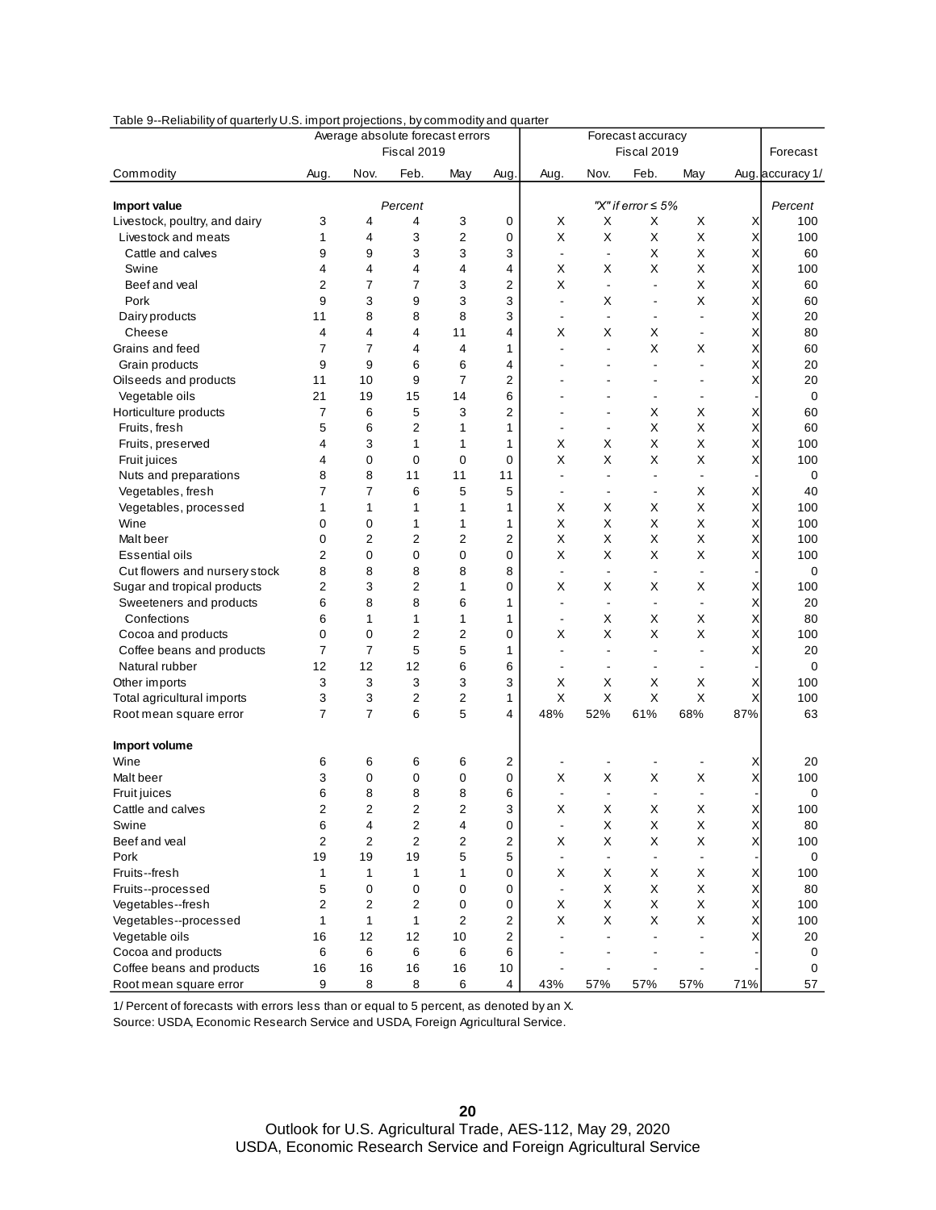Table 9--Reliability of quarterly U.S. import projections, by commodity and quarter

| Commodity | Average absolute forecast errors | | | | | Forecast accuracy | | | | | Forecast |
|---|---|---|---|---|---|---|---|---|---|---|---|
| | Fiscal 2019 | | | | | Fiscal 2019 | | | | | |
| | Aug. | Nov. | Feb. | May | Aug. | Aug. | Nov. | Feb. | May | Aug. | accuracy 1/ |
| **Import value** | | | *Percent* | | | | | *"X" if error ≤ 5%* | | | *Percent* |
| Livestock, poultry, and dairy | 3 | 4 | 4 | 3 | 0 | X | X | X | X | X | 100 |
| Livestock and meats | 1 | 4 | 3 | 2 | 0 | X | X | X | X | X | 100 |
| Cattle and calves | 9 | 9 | 3 | 3 | 3 | - | - | X | X | X | 60 |
| Swine | 4 | 4 | 4 | 4 | 4 | X | X | X | X | X | 100 |
| Beef and veal | 2 | 7 | 7 | 3 | 2 | X | - | - | X | X | 60 |
| Pork | 9 | 3 | 9 | 3 | 3 | - | X | - | X | X | 60 |
| Dairy products | 11 | 8 | 8 | 8 | 3 | - | - | - | - | X | 20 |
| Cheese | 4 | 4 | 4 | 11 | 4 | X | X | X | - | X | 80 |
| Grains and feed | 7 | 7 | 4 | 4 | 1 | - | - | X | X | X | 60 |
| Grain products | 9 | 9 | 6 | 6 | 4 | - | - | - | - | X | 20 |
| Oilseeds and products | 11 | 10 | 9 | 7 | 2 | - | - | - | - | X | 20 |
| Vegetable oils | 21 | 19 | 15 | 14 | 6 | - | - | - | - | - | 0 |
| Horticulture products | 7 | 6 | 5 | 3 | 2 | - | - | X | X | X | 60 |
| Fruits, fresh | 5 | 6 | 2 | 1 | 1 | - | - | X | X | X | 60 |
| Fruits, preserved | 4 | 3 | 1 | 1 | 1 | X | X | X | X | X | 100 |
| Fruit juices | 4 | 0 | 0 | 0 | 0 | X | X | X | X | X | 100 |
| Nuts and preparations | 8 | 8 | 11 | 11 | 11 | - | - | - | - | - | 0 |
| Vegetables, fresh | 7 | 7 | 6 | 5 | 5 | - | - | - | X | X | 40 |
| Vegetables, processed | 1 | 1 | 1 | 1 | 1 | X | X | X | X | X | 100 |
| Wine | 0 | 0 | 1 | 1 | 1 | X | X | X | X | X | 100 |
| Malt beer | 0 | 2 | 2 | 2 | 2 | X | X | X | X | X | 100 |
| Essential oils | 2 | 0 | 0 | 0 | 0 | X | X | X | X | X | 100 |
| Cut flowers and nursery stock | 8 | 8 | 8 | 8 | 8 | - | - | - | - | - | 0 |
| Sugar and tropical products | 2 | 3 | 2 | 1 | 0 | X | X | X | X | X | 100 |
| Sweeteners and products | 6 | 8 | 8 | 6 | 1 | - | - | - | - | X | 20 |
| Confections | 6 | 1 | 1 | 1 | 1 | - | X | X | X | X | 80 |
| Cocoa and products | 0 | 0 | 2 | 2 | 0 | X | X | X | X | X | 100 |
| Coffee beans and products | 7 | 7 | 5 | 5 | 1 | - | - | - | - | X | 20 |
| Natural rubber | 12 | 12 | 12 | 6 | 6 | - | - | - | - | - | 0 |
| Other imports | 3 | 3 | 3 | 3 | 3 | X | X | X | X | X | 100 |
| Total agricultural imports | 3 | 3 | 2 | 2 | 1 | X | X | X | X | X | 100 |
| Root mean square error | 7 | 7 | 6 | 5 | 4 | 48% | 52% | 61% | 68% | 87% | 63 |
| **Import volume** | | | | | | | | | | | |
| Wine | 6 | 6 | 6 | 6 | 2 | - | - | - | - | X | 20 |
| Malt beer | 3 | 0 | 0 | 0 | 0 | X | X | X | X | X | 100 |
| Fruit juices | 6 | 8 | 8 | 8 | 6 | - | - | - | - | - | 0 |
| Cattle and calves | 2 | 2 | 2 | 2 | 3 | X | X | X | X | X | 100 |
| Swine | 6 | 4 | 2 | 4 | 0 | - | X | X | X | X | 80 |
| Beef and veal | 2 | 2 | 2 | 2 | 2 | X | X | X | X | X | 100 |
| Pork | 19 | 19 | 19 | 5 | 5 | - | - | - | - | - | 0 |
| Fruits--fresh | 1 | 1 | 1 | 1 | 0 | X | X | X | X | X | 100 |
| Fruits--processed | 5 | 0 | 0 | 0 | 0 | - | X | X | X | X | 80 |
| Vegetables--fresh | 2 | 2 | 2 | 0 | 0 | X | X | X | X | X | 100 |
| Vegetables--processed | 1 | 1 | 1 | 2 | 2 | X | X | X | X | X | 100 |
| Vegetable oils | 16 | 12 | 12 | 10 | 2 | - | - | - | - | X | 20 |
| Cocoa and products | 6 | 6 | 6 | 6 | 6 | - | - | - | - | - | 0 |
| Coffee beans and products | 16 | 16 | 16 | 16 | 10 | - | - | - | - | - | 0 |
| Root mean square error | 9 | 8 | 8 | 6 | 4 | 43% | 57% | 57% | 57% | 71% | 57 |

1/ Percent of forecasts with errors less than or equal to 5 percent, as denoted by an X.

Source: USDA, Economic Research Service and USDA, Foreign Agricultural Service.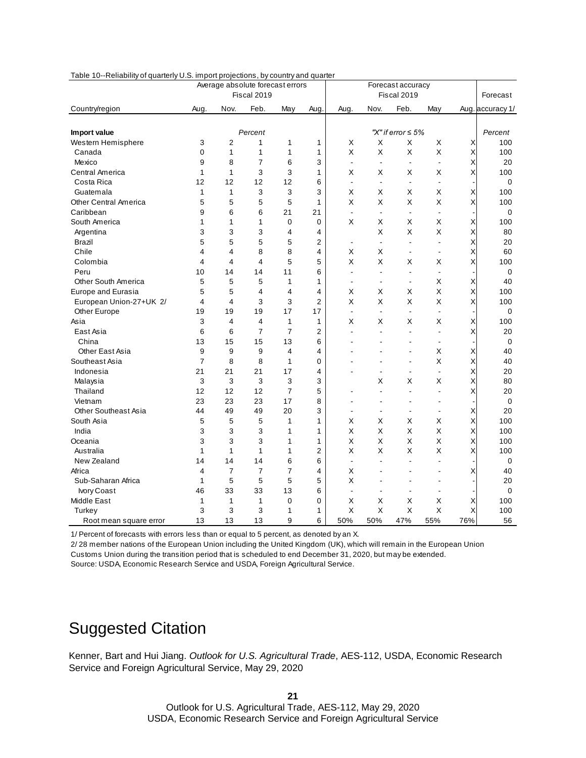Table 10--Reliability of quarterly U.S. import projections, by country and quarter

| Country/region | Average absolute forecast errors | | | | | Forecast accuracy | | | | | Forecast |
|---|---|---|---|---|---|---|---|---|---|---|---|
| | Fiscal 2019 | | | | | Fiscal 2019 | | | | | |
| | Aug. | Nov. | Feb. | May | Aug. | Aug. | Nov. | Feb. | May | Aug. | accuracy 1/ |
| **Import value** | | | *Percent* | | | | | *"X" if error ≤ 5%* | | | *Percent* |
| Western Hemisphere | 3 | 2 | 1 | 1 | 1 | X | X | X | X | X | 100 |
| Canada | 0 | 1 | 1 | 1 | 1 | X | X | X | X | X | 100 |
| Mexico | 9 | 8 | 7 | 6 | 3 | - | - | - | - | X | 20 |
| Central America | 1 | 1 | 3 | 3 | 1 | X | X | X | X | X | 100 |
| Costa Rica | 12 | 12 | 12 | 12 | 6 | - | - | - | - | - | 0 |
| Guatemala | 1 | 1 | 3 | 3 | 3 | X | X | X | X | X | 100 |
| Other Central America | 5 | 5 | 5 | 5 | 1 | X | X | X | X | X | 100 |
| Caribbean | 9 | 6 | 6 | 21 | 21 | - | - | - | - | - | 0 |
| South America | 1 | 1 | 1 | 0 | 0 | X | X | X | X | X | 100 |
| Argentina | 3 | 3 | 3 | 4 | 4 | | X | X | X | X | 80 |
| Brazil | 5 | 5 | 5 | 5 | 2 | - | - | - | - | X | 20 |
| Chile | 4 | 4 | 8 | 8 | 4 | X | X | - | - | X | 60 |
| Colombia | 4 | 4 | 4 | 5 | 5 | X | X | X | X | X | 100 |
| Peru | 10 | 14 | 14 | 11 | 6 | - | - | - | - | - | 0 |
| Other South America | 5 | 5 | 5 | 1 | 1 | - | - | - | X | X | 40 |
| Europe and Eurasia | 5 | 5 | 4 | 4 | 4 | X | X | X | X | X | 100 |
| European Union-27+UK 2/ | 4 | 4 | 3 | 3 | 2 | X | X | X | X | X | 100 |
| Other Europe | 19 | 19 | 19 | 17 | 17 | - | - | - | - | - | 0 |
| Asia | 3 | 4 | 4 | 1 | 1 | X | X | X | X | X | 100 |
| East Asia | 6 | 6 | 7 | 7 | 2 | - | - | - | - | X | 20 |
| China | 13 | 15 | 15 | 13 | 6 | - | - | - | - | - | 0 |
| Other East Asia | 9 | 9 | 9 | 4 | 4 | - | - | - | X | X | 40 |
| Southeast Asia | 7 | 8 | 8 | 1 | 0 | - | - | - | X | X | 40 |
| Indonesia | 21 | 21 | 21 | 17 | 4 | - | - | - | - | X | 20 |
| Malaysia | 3 | 3 | 3 | 3 | 3 | | X | X | X | X | 80 |
| Thailand | 12 | 12 | 12 | 7 | 5 | - | - | - | - | X | 20 |
| Vietnam | 23 | 23 | 23 | 17 | 8 | - | - | - | - | - | 0 |
| Other Southeast Asia | 44 | 49 | 49 | 20 | 3 | - | - | - | - | X | 20 |
| South Asia | 5 | 5 | 5 | 1 | 1 | X | X | X | X | X | 100 |
| India | 3 | 3 | 3 | 1 | 1 | X | X | X | X | X | 100 |
| Oceania | 3 | 3 | 3 | 1 | 1 | X | X | X | X | X | 100 |
| Australia | 1 | 1 | 1 | 1 | 2 | X | X | X | X | X | 100 |
| New Zealand | 14 | 14 | 14 | 6 | 6 | - | - | - | - | - | 0 |
| Africa | 4 | 7 | 7 | 7 | 4 | X | - | - | - | X | 40 |
| Sub-Saharan Africa | 1 | 5 | 5 | 5 | 5 | X | - | - | - | - | 20 |
| Ivory Coast | 46 | 33 | 33 | 13 | 6 | - | - | - | - | - | 0 |
| Middle East | 1 | 1 | 1 | 0 | 0 | X | X | X | X | X | 100 |
| Turkey | 3 | 3 | 3 | 1 | 1 | X | X | X | X | X | 100 |
| Root mean square error | 13 | 13 | 13 | 9 | 6 | 50% | 50% | 47% | 55% | 76% | 56 |

1/ Percent of forecasts with errors less than or equal to 5 percent, as denoted by an X.

2/ 28 member nations of the European Union including the United Kingdom (UK), which will remain in the European Union Customs Union during the transition period that is scheduled to end December 31, 2020, but may be extended.

Source: USDA, Economic Research Service and USDA, Foreign Agricultural Service.

# Suggested Citation

Kenner, Bart and Hui Jiang. *Outlook for U.S. Agricultural Trade*, AES-112, USDA, Economic Research Service and Foreign Agricultural Service, May 29, 2020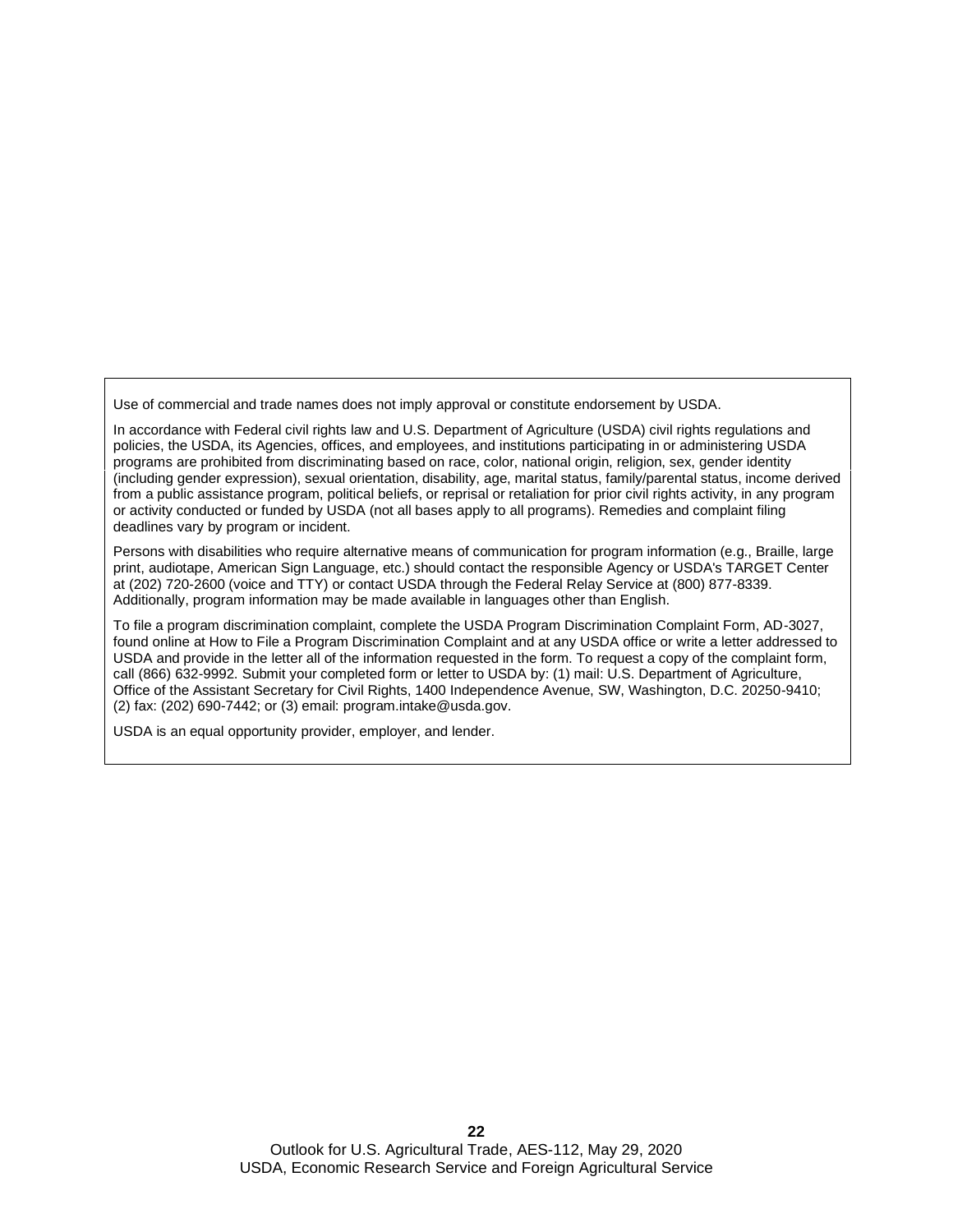Use of commercial and trade names does not imply approval or constitute endorsement by USDA.

In accordance with Federal civil rights law and U.S. Department of Agriculture (USDA) civil rights regulations and policies, the USDA, its Agencies, offices, and employees, and institutions participating in or administering USDA programs are prohibited from discriminating based on race, color, national origin, religion, sex, gender identity (including gender expression), sexual orientation, disability, age, marital status, family/parental status, income derived from a public assistance program, political beliefs, or reprisal or retaliation for prior civil rights activity, in any program or activity conducted or funded by USDA (not all bases apply to all programs). Remedies and complaint filing deadlines vary by program or incident.

Persons with disabilities who require alternative means of communication for program information (e.g., Braille, large print, audiotape, American Sign Language, etc.) should contact the responsible Agency or USDA's TARGET Center at (202) 720-2600 (voice and TTY) or contact USDA through the Federal Relay Service at (800) 877-8339. Additionally, program information may be made available in languages other than English.

To file a program discrimination complaint, complete the USDA Program Discrimination Complaint Form, AD-3027, found online at How to File a Program Discrimination Complaint and at any USDA office or write a letter addressed to USDA and provide in the letter all of the information requested in the form. To request a copy of the complaint form, call (866) 632-9992. Submit your completed form or letter to USDA by: (1) mail: U.S. Department of Agriculture, Office of the Assistant Secretary for Civil Rights, 1400 Independence Avenue, SW, Washington, D.C. 20250-9410; (2) fax: (202) 690-7442; or (3) email: program.intake@usda.gov.

USDA is an equal opportunity provider, employer, and lender.